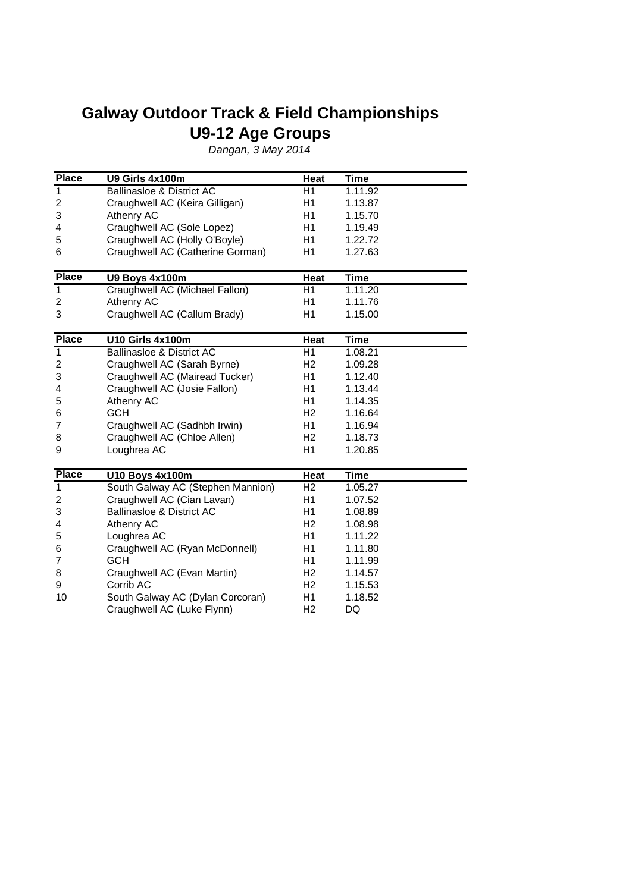# Galway Outdoor Track & Field Championships
# U9-12 Age Groups

*Dangan, 3 May 2014*

| Place | U9 Girls 4x100m | Heat | Time |
|---|---|---|---|
| 1 | Ballinasloe & District AC | H1 | 1.11.92 |
| 2 | Craughwell AC (Keira Gilligan) | H1 | 1.13.87 |
| 3 | Athenry AC | H1 | 1.15.70 |
| 4 | Craughwell AC (Sole Lopez) | H1 | 1.19.49 |
| 5 | Craughwell AC (Holly O'Boyle) | H1 | 1.22.72 |
| 6 | Craughwell AC (Catherine Gorman) | H1 | 1.27.63 |

| Place | U9 Boys 4x100m | Heat | Time |
|---|---|---|---|
| 1 | Craughwell AC (Michael Fallon) | H1 | 1.11.20 |
| 2 | Athenry AC | H1 | 1.11.76 |
| 3 | Craughwell AC (Callum Brady) | H1 | 1.15.00 |

| Place | U10 Girls 4x100m | Heat | Time |
|---|---|---|---|
| 1 | Ballinasloe & District AC | H1 | 1.08.21 |
| 2 | Craughwell AC (Sarah Byrne) | H2 | 1.09.28 |
| 3 | Craughwell AC (Mairead Tucker) | H1 | 1.12.40 |
| 4 | Craughwell AC (Josie Fallon) | H1 | 1.13.44 |
| 5 | Athenry AC | H1 | 1.14.35 |
| 6 | GCH | H2 | 1.16.64 |
| 7 | Craughwell AC (Sadhbh Irwin) | H1 | 1.16.94 |
| 8 | Craughwell AC (Chloe Allen) | H2 | 1.18.73 |
| 9 | Loughrea AC | H1 | 1.20.85 |

| Place | U10 Boys 4x100m | Heat | Time |
|---|---|---|---|
| 1 | South Galway AC (Stephen Mannion) | H2 | 1.05.27 |
| 2 | Craughwell AC (Cian Lavan) | H1 | 1.07.52 |
| 3 | Ballinasloe & District AC | H1 | 1.08.89 |
| 4 | Athenry AC | H2 | 1.08.98 |
| 5 | Loughrea AC | H1 | 1.11.22 |
| 6 | Craughwell AC (Ryan McDonnell) | H1 | 1.11.80 |
| 7 | GCH | H1 | 1.11.99 |
| 8 | Craughwell AC (Evan Martin) | H2 | 1.14.57 |
| 9 | Corrib AC | H2 | 1.15.53 |
| 10 | South Galway AC (Dylan Corcoran) | H1 | 1.18.52 |
| | Craughwell AC (Luke Flynn) | H2 | DQ |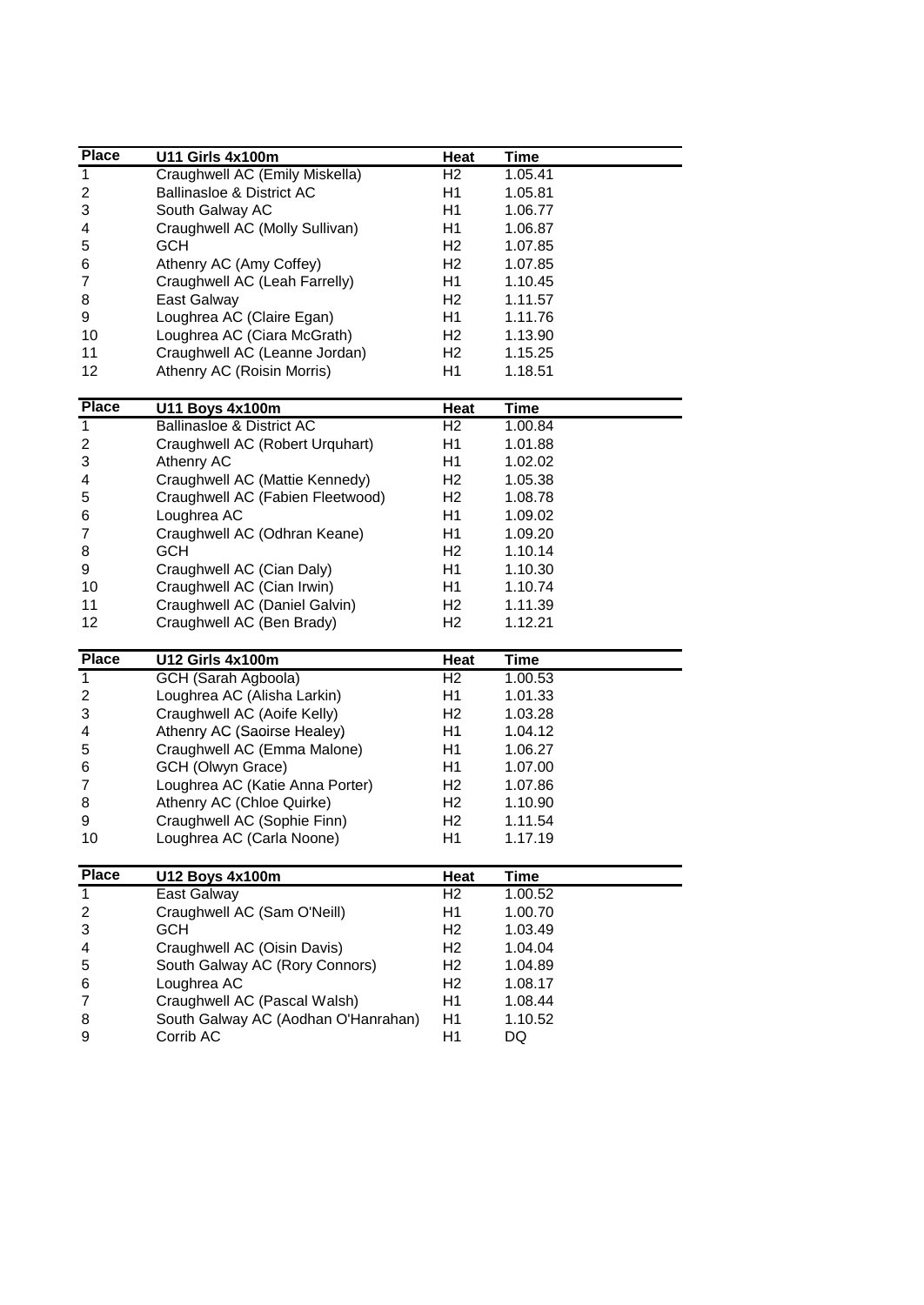| Place | U11 Girls 4x100m | Heat | Time |
|---|---|---|---|
| 1 | Craughwell AC (Emily Miskella) | H2 | 1.05.41 |
| 2 | Ballinasloe & District AC | H1 | 1.05.81 |
| 3 | South Galway AC | H1 | 1.06.77 |
| 4 | Craughwell AC (Molly Sullivan) | H1 | 1.06.87 |
| 5 | GCH | H2 | 1.07.85 |
| 6 | Athenry AC (Amy Coffey) | H2 | 1.07.85 |
| 7 | Craughwell AC (Leah Farrelly) | H1 | 1.10.45 |
| 8 | East Galway | H2 | 1.11.57 |
| 9 | Loughrea AC (Claire Egan) | H1 | 1.11.76 |
| 10 | Loughrea AC (Ciara McGrath) | H2 | 1.13.90 |
| 11 | Craughwell AC (Leanne Jordan) | H2 | 1.15.25 |
| 12 | Athenry AC (Roisin Morris) | H1 | 1.18.51 |

| Place | U11 Boys 4x100m | Heat | Time |
|---|---|---|---|
| 1 | Ballinasloe & District AC | H2 | 1.00.84 |
| 2 | Craughwell AC (Robert Urquhart) | H1 | 1.01.88 |
| 3 | Athenry AC | H1 | 1.02.02 |
| 4 | Craughwell AC (Mattie Kennedy) | H2 | 1.05.38 |
| 5 | Craughwell AC (Fabien Fleetwood) | H2 | 1.08.78 |
| 6 | Loughrea AC | H1 | 1.09.02 |
| 7 | Craughwell AC (Odhran Keane) | H1 | 1.09.20 |
| 8 | GCH | H2 | 1.10.14 |
| 9 | Craughwell AC (Cian Daly) | H1 | 1.10.30 |
| 10 | Craughwell AC (Cian Irwin) | H1 | 1.10.74 |
| 11 | Craughwell AC (Daniel Galvin) | H2 | 1.11.39 |
| 12 | Craughwell AC (Ben Brady) | H2 | 1.12.21 |

| Place | U12 Girls 4x100m | Heat | Time |
|---|---|---|---|
| 1 | GCH (Sarah Agboola) | H2 | 1.00.53 |
| 2 | Loughrea AC (Alisha Larkin) | H1 | 1.01.33 |
| 3 | Craughwell AC (Aoife Kelly) | H2 | 1.03.28 |
| 4 | Athenry AC (Saoirse Healey) | H1 | 1.04.12 |
| 5 | Craughwell AC (Emma Malone) | H1 | 1.06.27 |
| 6 | GCH (Olwyn Grace) | H1 | 1.07.00 |
| 7 | Loughrea AC (Katie Anna Porter) | H2 | 1.07.86 |
| 8 | Athenry AC (Chloe Quirke) | H2 | 1.10.90 |
| 9 | Craughwell AC (Sophie Finn) | H2 | 1.11.54 |
| 10 | Loughrea AC (Carla Noone) | H1 | 1.17.19 |

| Place | U12 Boys 4x100m | Heat | Time |
|---|---|---|---|
| 1 | East Galway | H2 | 1.00.52 |
| 2 | Craughwell AC (Sam O'Neill) | H1 | 1.00.70 |
| 3 | GCH | H2 | 1.03.49 |
| 4 | Craughwell AC (Oisin Davis) | H2 | 1.04.04 |
| 5 | South Galway AC (Rory Connors) | H2 | 1.04.89 |
| 6 | Loughrea AC | H2 | 1.08.17 |
| 7 | Craughwell AC (Pascal Walsh) | H1 | 1.08.44 |
| 8 | South Galway AC (Aodhan O'Hanrahan) | H1 | 1.10.52 |
| 9 | Corrib AC | H1 | DQ |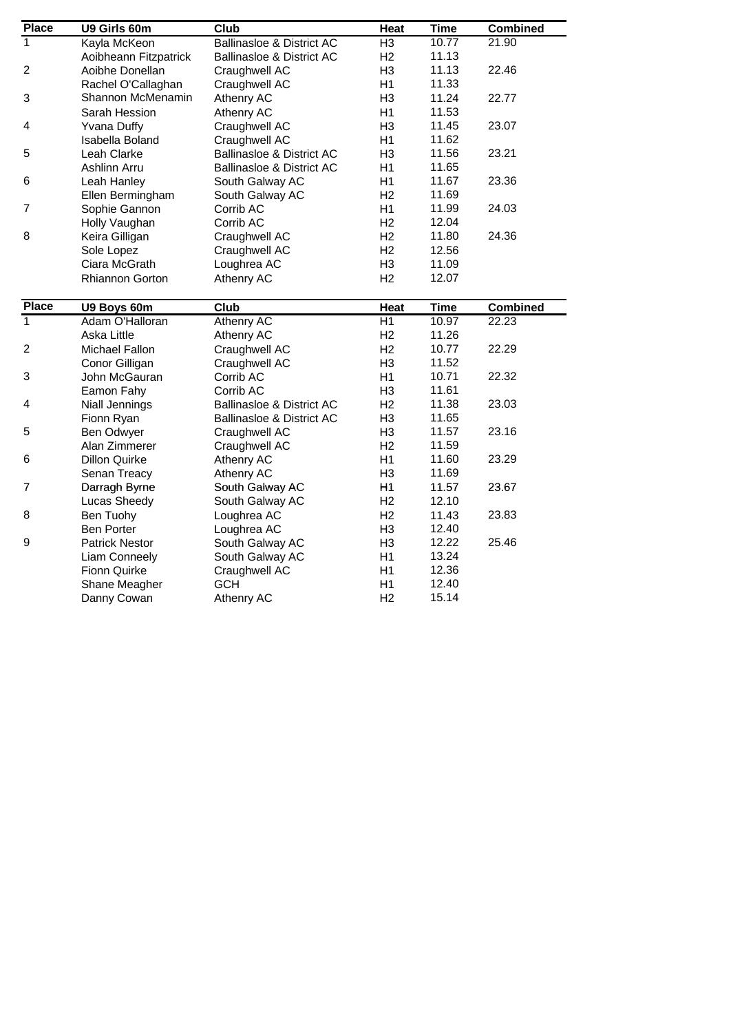| Place | U9 Girls 60m | Club | Heat | Time | Combined |
|---|---|---|---|---|---|
| 1 | Kayla McKeon | Ballinasloe & District AC | H3 | 10.77 | 21.90 |
| | Aoibheann Fitzpatrick | Ballinasloe & District AC | H2 | 11.13 | |
| 2 | Aoibhe Donellan | Craughwell AC | H3 | 11.13 | 22.46 |
| | Rachel O'Callaghan | Craughwell AC | H1 | 11.33 | |
| 3 | Shannon McMenamin | Athenry AC | H3 | 11.24 | 22.77 |
| | Sarah Hession | Athenry AC | H1 | 11.53 | |
| 4 | Yvana Duffy | Craughwell AC | H3 | 11.45 | 23.07 |
| | Isabella Boland | Craughwell AC | H1 | 11.62 | |
| 5 | Leah Clarke | Ballinasloe & District AC | H3 | 11.56 | 23.21 |
| | Ashlinn Arru | Ballinasloe & District AC | H1 | 11.65 | |
| 6 | Leah Hanley | South Galway AC | H1 | 11.67 | 23.36 |
| | Ellen Bermingham | South Galway AC | H2 | 11.69 | |
| 7 | Sophie Gannon | Corrib AC | H1 | 11.99 | 24.03 |
| | Holly Vaughan | Corrib AC | H2 | 12.04 | |
| 8 | Keira Gilligan | Craughwell AC | H2 | 11.80 | 24.36 |
| | Sole Lopez | Craughwell AC | H2 | 12.56 | |
| | Ciara McGrath | Loughrea AC | H3 | 11.09 | |
| | Rhiannon Gorton | Athenry AC | H2 | 12.07 | |

| Place | U9 Boys 60m | Club | Heat | Time | Combined |
|---|---|---|---|---|---|
| 1 | Adam O'Halloran | Athenry AC | H1 | 10.97 | 22.23 |
| | Aska Little | Athenry AC | H2 | 11.26 | |
| 2 | Michael Fallon | Craughwell AC | H2 | 10.77 | 22.29 |
| | Conor Gilligan | Craughwell AC | H3 | 11.52 | |
| 3 | John McGauran | Corrib AC | H1 | 10.71 | 22.32 |
| | Eamon Fahy | Corrib AC | H3 | 11.61 | |
| 4 | Niall Jennings | Ballinasloe & District AC | H2 | 11.38 | 23.03 |
| | Fionn Ryan | Ballinasloe & District AC | H3 | 11.65 | |
| 5 | Ben Odwyer | Craughwell AC | H3 | 11.57 | 23.16 |
| | Alan Zimmerer | Craughwell AC | H2 | 11.59 | |
| 6 | Dillon Quirke | Athenry AC | H1 | 11.60 | 23.29 |
| | Senan Treacy | Athenry AC | H3 | 11.69 | |
| 7 | Darragh Byrne | South Galway AC | H1 | 11.57 | 23.67 |
| | Lucas Sheedy | South Galway AC | H2 | 12.10 | |
| 8 | Ben Tuohy | Loughrea AC | H2 | 11.43 | 23.83 |
| | Ben Porter | Loughrea AC | H3 | 12.40 | |
| 9 | Patrick Nestor | South Galway AC | H3 | 12.22 | 25.46 |
| | Liam Conneely | South Galway AC | H1 | 13.24 | |
| | Fionn Quirke | Craughwell AC | H1 | 12.36 | |
| | Shane Meagher | GCH | H1 | 12.40 | |
| | Danny Cowan | Athenry AC | H2 | 15.14 | |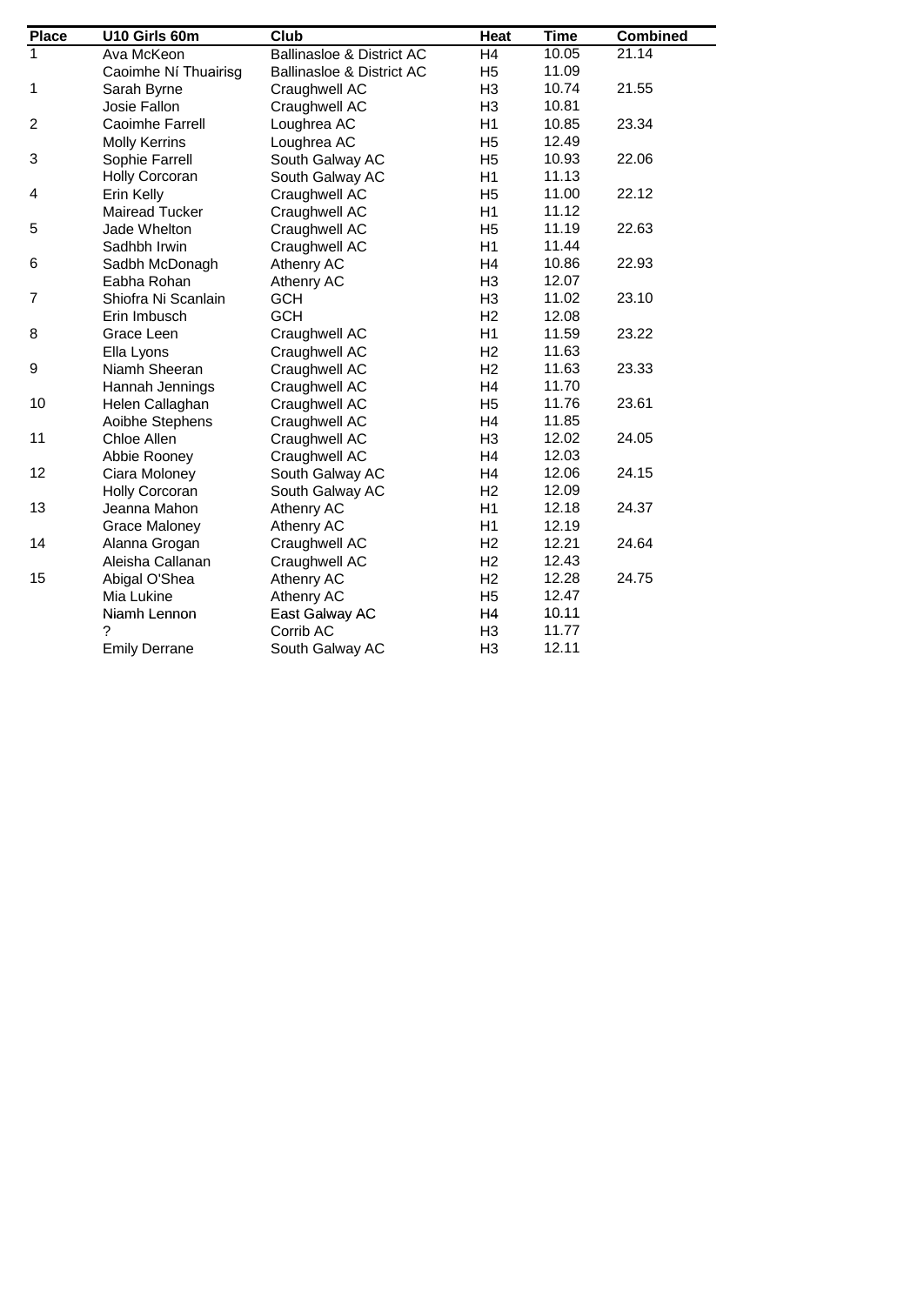| Place | U10 Girls 60m | Club | Heat | Time | Combined |
| --- | --- | --- | --- | --- | --- |
| 1 | Ava McKeon | Ballinasloe & District AC | H4 | 10.05 | 21.14 |
| | Caoimhe Ní Thuairisg | Ballinasloe & District AC | H5 | 11.09 | |
| 1 | Sarah Byrne | Craughwell AC | H3 | 10.74 | 21.55 |
| | Josie Fallon | Craughwell AC | H3 | 10.81 | |
| 2 | Caoimhe Farrell | Loughrea AC | H1 | 10.85 | 23.34 |
| | Molly Kerrins | Loughrea AC | H5 | 12.49 | |
| 3 | Sophie Farrell | South Galway AC | H5 | 10.93 | 22.06 |
| | Holly Corcoran | South Galway AC | H1 | 11.13 | |
| 4 | Erin Kelly | Craughwell AC | H5 | 11.00 | 22.12 |
| | Mairead Tucker | Craughwell AC | H1 | 11.12 | |
| 5 | Jade Whelton | Craughwell AC | H5 | 11.19 | 22.63 |
| | Sadhbh Irwin | Craughwell AC | H1 | 11.44 | |
| 6 | Sadbh McDonagh | Athenry AC | H4 | 10.86 | 22.93 |
| | Eabha Rohan | Athenry AC | H3 | 12.07 | |
| 7 | Shiofra Ni Scanlain | GCH | H3 | 11.02 | 23.10 |
| | Erin Imbusch | GCH | H2 | 12.08 | |
| 8 | Grace Leen | Craughwell AC | H1 | 11.59 | 23.22 |
| | Ella Lyons | Craughwell AC | H2 | 11.63 | |
| 9 | Niamh Sheeran | Craughwell AC | H2 | 11.63 | 23.33 |
| | Hannah Jennings | Craughwell AC | H4 | 11.70 | |
| 10 | Helen Callaghan | Craughwell AC | H5 | 11.76 | 23.61 |
| | Aoibhe Stephens | Craughwell AC | H4 | 11.85 | |
| 11 | Chloe Allen | Craughwell AC | H3 | 12.02 | 24.05 |
| | Abbie Rooney | Craughwell AC | H4 | 12.03 | |
| 12 | Ciara Moloney | South Galway AC | H4 | 12.06 | 24.15 |
| | Holly Corcoran | South Galway AC | H2 | 12.09 | |
| 13 | Jeanna Mahon | Athenry AC | H1 | 12.18 | 24.37 |
| | Grace Maloney | Athenry AC | H1 | 12.19 | |
| 14 | Alanna Grogan | Craughwell AC | H2 | 12.21 | 24.64 |
| | Aleisha Callanan | Craughwell AC | H2 | 12.43 | |
| 15 | Abigal O'Shea | Athenry AC | H2 | 12.28 | 24.75 |
| | Mia Lukine | Athenry AC | H5 | 12.47 | |
| | Niamh Lennon | East Galway AC | H4 | 10.11 | |
| | ? | Corrib AC | H3 | 11.77 | |
| | Emily Derrane | South Galway AC | H3 | 12.11 | |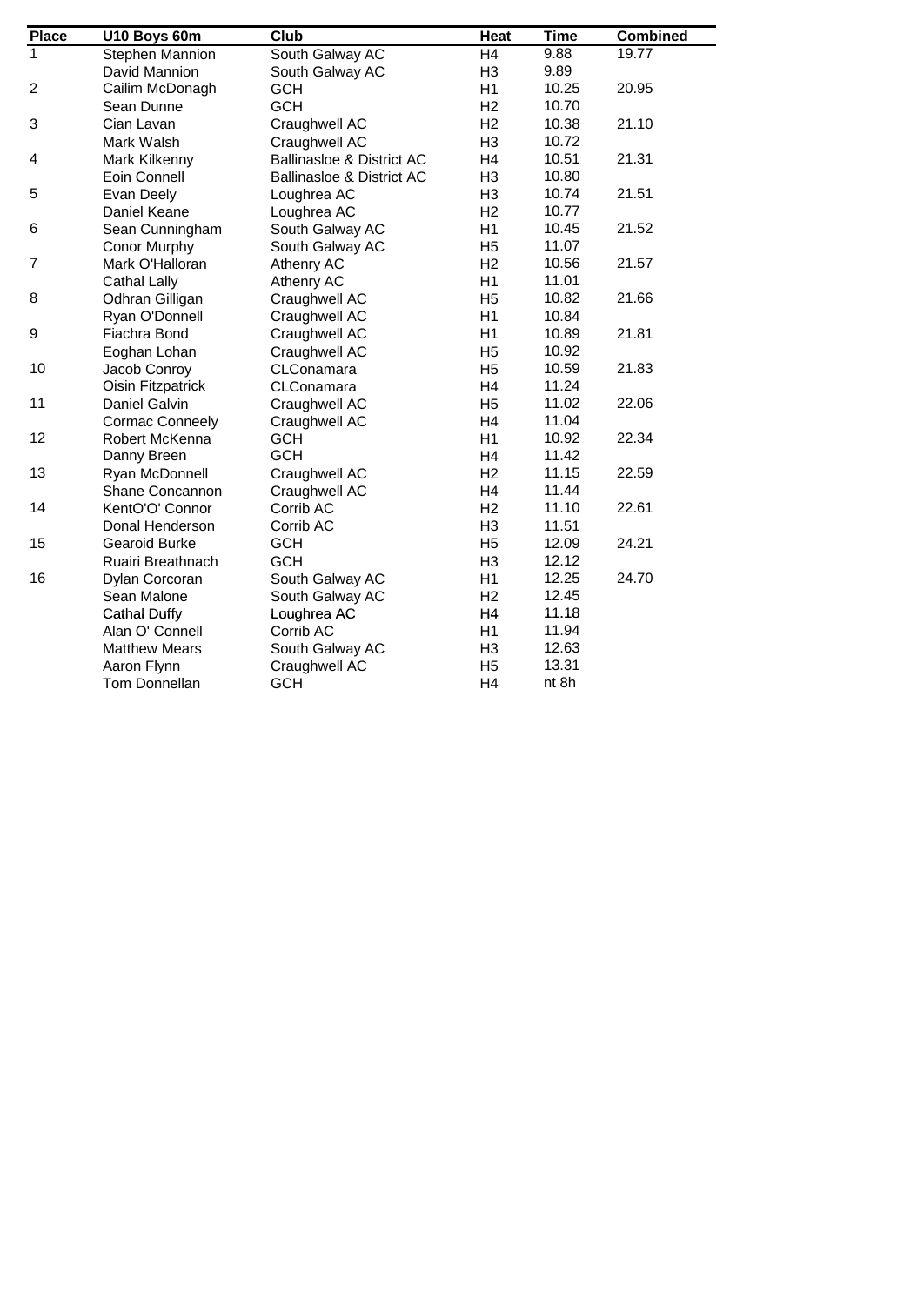| Place | U10 Boys 60m | Club | Heat | Time | Combined |
|---|---|---|---|---|---|
| 1 | Stephen Mannion | South Galway AC | H4 | 9.88 | 19.77 |
| | David Mannion | South Galway AC | H3 | 9.89 | |
| 2 | Cailim McDonagh | GCH | H1 | 10.25 | 20.95 |
| | Sean Dunne | GCH | H2 | 10.70 | |
| 3 | Cian Lavan | Craughwell AC | H2 | 10.38 | 21.10 |
| | Mark Walsh | Craughwell AC | H3 | 10.72 | |
| 4 | Mark Kilkenny | Ballinasloe & District AC | H4 | 10.51 | 21.31 |
| | Eoin Connell | Ballinasloe & District AC | H3 | 10.80 | |
| 5 | Evan Deely | Loughrea AC | H3 | 10.74 | 21.51 |
| | Daniel Keane | Loughrea AC | H2 | 10.77 | |
| 6 | Sean Cunningham | South Galway AC | H1 | 10.45 | 21.52 |
| | Conor Murphy | South Galway AC | H5 | 11.07 | |
| 7 | Mark O'Halloran | Athenry AC | H2 | 10.56 | 21.57 |
| | Cathal Lally | Athenry AC | H1 | 11.01 | |
| 8 | Odhran Gilligan | Craughwell AC | H5 | 10.82 | 21.66 |
| | Ryan O'Donnell | Craughwell AC | H1 | 10.84 | |
| 9 | Fiachra Bond | Craughwell AC | H1 | 10.89 | 21.81 |
| | Eoghan Lohan | Craughwell AC | H5 | 10.92 | |
| 10 | Jacob Conroy | CLConamara | H5 | 10.59 | 21.83 |
| | Oisin Fitzpatrick | CLConamara | H4 | 11.24 | |
| 11 | Daniel Galvin | Craughwell AC | H5 | 11.02 | 22.06 |
| | Cormac Conneely | Craughwell AC | H4 | 11.04 | |
| 12 | Robert McKenna | GCH | H1 | 10.92 | 22.34 |
| | Danny Breen | GCH | H4 | 11.42 | |
| 13 | Ryan McDonnell | Craughwell AC | H2 | 11.15 | 22.59 |
| | Shane Concannon | Craughwell AC | H4 | 11.44 | |
| 14 | KentO'O' Connor | Corrib AC | H2 | 11.10 | 22.61 |
| | Donal Henderson | Corrib AC | H3 | 11.51 | |
| 15 | Gearoid Burke | GCH | H5 | 12.09 | 24.21 |
| | Ruairi Breathnach | GCH | H3 | 12.12 | |
| 16 | Dylan Corcoran | South Galway AC | H1 | 12.25 | 24.70 |
| | Sean Malone | South Galway AC | H2 | 12.45 | |
| | Cathal Duffy | Loughrea AC | H4 | 11.18 | |
| | Alan O' Connell | Corrib AC | H1 | 11.94 | |
| | Matthew Mears | South Galway AC | H3 | 12.63 | |
| | Aaron Flynn | Craughwell AC | H5 | 13.31 | |
| | Tom Donnellan | GCH | H4 | nt 8h | |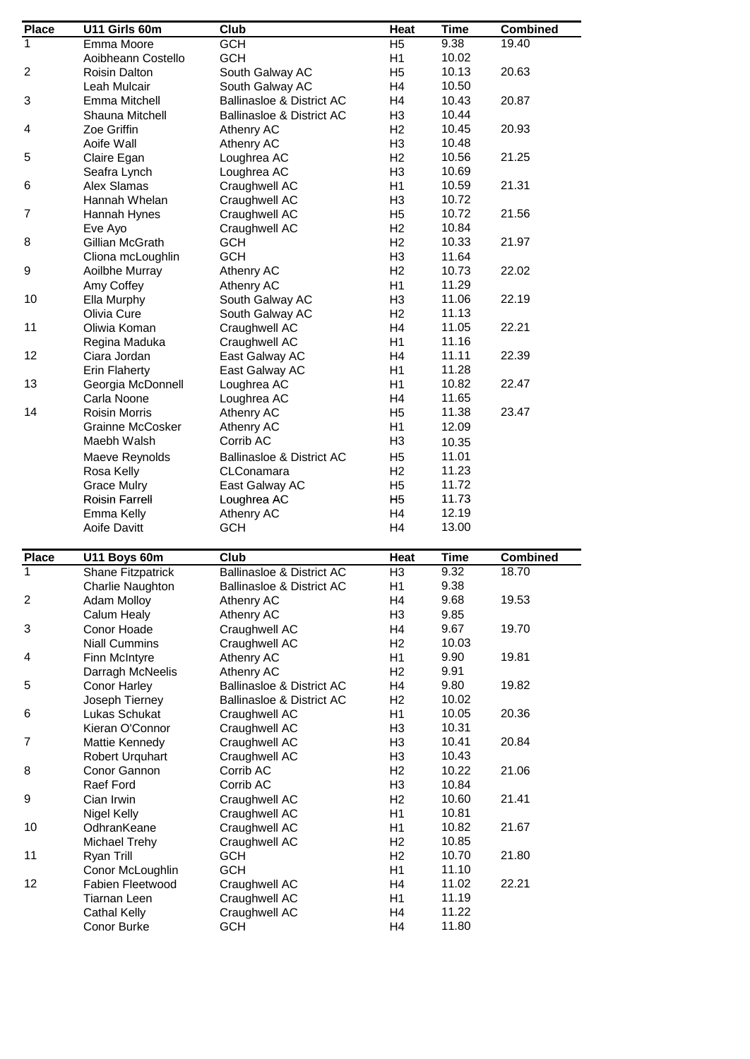| Place | U11 Girls 60m | Club | Heat | Time | Combined |
|---|---|---|---|---|---|
| 1 | Emma Moore | GCH | H5 | 9.38 | 19.40 |
| | Aoibheann Costello | GCH | H1 | 10.02 | |
| 2 | Roisin Dalton | South Galway AC | H5 | 10.13 | 20.63 |
| | Leah Mulcair | South Galway AC | H4 | 10.50 | |
| 3 | Emma Mitchell | Ballinasloe & District AC | H4 | 10.43 | 20.87 |
| | Shauna Mitchell | Ballinasloe & District AC | H3 | 10.44 | |
| 4 | Zoe Griffin | Athenry AC | H2 | 10.45 | 20.93 |
| | Aoife Wall | Athenry AC | H3 | 10.48 | |
| 5 | Claire Egan | Loughrea AC | H2 | 10.56 | 21.25 |
| | Seafra Lynch | Loughrea AC | H3 | 10.69 | |
| 6 | Alex Slamas | Craughwell AC | H1 | 10.59 | 21.31 |
| | Hannah Whelan | Craughwell AC | H3 | 10.72 | |
| 7 | Hannah Hynes | Craughwell AC | H5 | 10.72 | 21.56 |
| | Eve Ayo | Craughwell AC | H2 | 10.84 | |
| 8 | Gillian McGrath | GCH | H2 | 10.33 | 21.97 |
| | Cliona mcLoughlin | GCH | H3 | 11.64 | |
| 9 | Aoilbhe Murray | Athenry AC | H2 | 10.73 | 22.02 |
| | Amy Coffey | Athenry AC | H1 | 11.29 | |
| 10 | Ella Murphy | South Galway AC | H3 | 11.06 | 22.19 |
| | Olivia Cure | South Galway AC | H2 | 11.13 | |
| 11 | Oliwia Koman | Craughwell AC | H4 | 11.05 | 22.21 |
| | Regina Maduka | Craughwell AC | H1 | 11.16 | |
| 12 | Ciara Jordan | East Galway AC | H4 | 11.11 | 22.39 |
| | Erin Flaherty | East Galway AC | H1 | 11.28 | |
| 13 | Georgia McDonnell | Loughrea AC | H1 | 10.82 | 22.47 |
| | Carla Noone | Loughrea AC | H4 | 11.65 | |
| 14 | Roisin Morris | Athenry AC | H5 | 11.38 | 23.47 |
| | Grainne McCosker | Athenry AC | H1 | 12.09 | |
| | Maebh Walsh | Corrib AC | H3 | 10.35 | |
| | Maeve Reynolds | Ballinasloe & District AC | H5 | 11.01 | |
| | Rosa Kelly | CLConamara | H2 | 11.23 | |
| | Grace Mulry | East Galway AC | H5 | 11.72 | |
| | Roisin Farrell | Loughrea AC | H5 | 11.73 | |
| | Emma Kelly | Athenry AC | H4 | 12.19 | |
| | Aoife Davitt | GCH | H4 | 13.00 | |

| Place | U11 Boys 60m | Club | Heat | Time | Combined |
|---|---|---|---|---|---|
| 1 | Shane Fitzpatrick | Ballinasloe & District AC | H3 | 9.32 | 18.70 |
| | Charlie Naughton | Ballinasloe & District AC | H1 | 9.38 | |
| 2 | Adam Molloy | Athenry AC | H4 | 9.68 | 19.53 |
| | Calum Healy | Athenry AC | H3 | 9.85 | |
| 3 | Conor Hoade | Craughwell AC | H4 | 9.67 | 19.70 |
| | Niall Cummins | Craughwell AC | H2 | 10.03 | |
| 4 | Finn McIntyre | Athenry AC | H1 | 9.90 | 19.81 |
| | Darragh McNeelis | Athenry AC | H2 | 9.91 | |
| 5 | Conor Harley | Ballinasloe & District AC | H4 | 9.80 | 19.82 |
| | Joseph Tierney | Ballinasloe & District AC | H2 | 10.02 | |
| 6 | Lukas Schukat | Craughwell AC | H1 | 10.05 | 20.36 |
| | Kieran O'Connor | Craughwell AC | H3 | 10.31 | |
| 7 | Mattie Kennedy | Craughwell AC | H3 | 10.41 | 20.84 |
| | Robert Urquhart | Craughwell AC | H3 | 10.43 | |
| 8 | Conor Gannon | Corrib AC | H2 | 10.22 | 21.06 |
| | Raef Ford | Corrib AC | H3 | 10.84 | |
| 9 | Cian Irwin | Craughwell AC | H2 | 10.60 | 21.41 |
| | Nigel Kelly | Craughwell AC | H1 | 10.81 | |
| 10 | OdhranKeane | Craughwell AC | H1 | 10.82 | 21.67 |
| | Michael Trehy | Craughwell AC | H2 | 10.85 | |
| 11 | Ryan Trill | GCH | H2 | 10.70 | 21.80 |
| | Conor McLoughlin | GCH | H1 | 11.10 | |
| 12 | Fabien Fleetwood | Craughwell AC | H4 | 11.02 | 22.21 |
| | Tiarnan Leen | Craughwell AC | H1 | 11.19 | |
| | Cathal Kelly | Craughwell AC | H4 | 11.22 | |
| | Conor Burke | GCH | H4 | 11.80 | |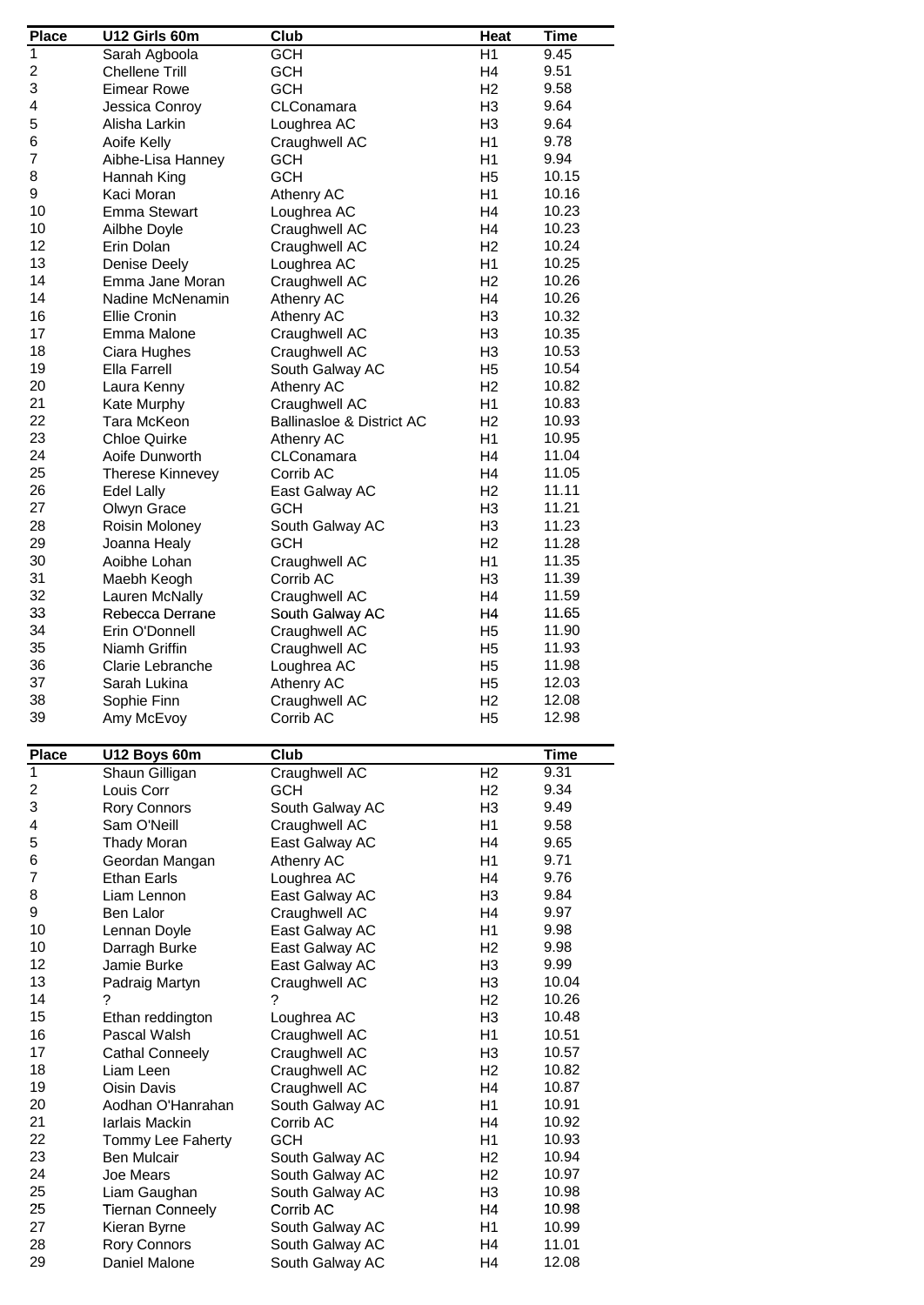| Place | U12 Girls 60m | Club | Heat | Time |
|---|---|---|---|---|
| 1 | Sarah Agboola | GCH | H1 | 9.45 |
| 2 | Chellene Trill | GCH | H4 | 9.51 |
| 3 | Eimear Rowe | GCH | H2 | 9.58 |
| 4 | Jessica Conroy | CLConamara | H3 | 9.64 |
| 5 | Alisha Larkin | Loughrea AC | H3 | 9.64 |
| 6 | Aoife Kelly | Craughwell AC | H1 | 9.78 |
| 7 | Aibhe-Lisa Hanney | GCH | H1 | 9.94 |
| 8 | Hannah King | GCH | H5 | 10.15 |
| 9 | Kaci Moran | Athenry AC | H1 | 10.16 |
| 10 | Emma Stewart | Loughrea AC | H4 | 10.23 |
| 10 | Ailbhe Doyle | Craughwell AC | H4 | 10.23 |
| 12 | Erin Dolan | Craughwell AC | H2 | 10.24 |
| 13 | Denise Deely | Loughrea AC | H1 | 10.25 |
| 14 | Emma Jane Moran | Craughwell AC | H2 | 10.26 |
| 14 | Nadine McNenamin | Athenry AC | H4 | 10.26 |
| 16 | Ellie Cronin | Athenry AC | H3 | 10.32 |
| 17 | Emma Malone | Craughwell AC | H3 | 10.35 |
| 18 | Ciara Hughes | Craughwell AC | H3 | 10.53 |
| 19 | Ella Farrell | South Galway AC | H5 | 10.54 |
| 20 | Laura Kenny | Athenry AC | H2 | 10.82 |
| 21 | Kate Murphy | Craughwell AC | H1 | 10.83 |
| 22 | Tara McKeon | Ballinasloe & District AC | H2 | 10.93 |
| 23 | Chloe Quirke | Athenry AC | H1 | 10.95 |
| 24 | Aoife Dunworth | CLConamara | H4 | 11.04 |
| 25 | Therese Kinnevey | Corrib AC | H4 | 11.05 |
| 26 | Edel Lally | East Galway AC | H2 | 11.11 |
| 27 | Olwyn Grace | GCH | H3 | 11.21 |
| 28 | Roisin Moloney | South Galway AC | H3 | 11.23 |
| 29 | Joanna Healy | GCH | H2 | 11.28 |
| 30 | Aoibhe Lohan | Craughwell AC | H1 | 11.35 |
| 31 | Maebh Keogh | Corrib AC | H3 | 11.39 |
| 32 | Lauren McNally | Craughwell AC | H4 | 11.59 |
| 33 | Rebecca Derrane | South Galway AC | H4 | 11.65 |
| 34 | Erin O'Donnell | Craughwell AC | H5 | 11.90 |
| 35 | Niamh Griffin | Craughwell AC | H5 | 11.93 |
| 36 | Clarie Lebranche | Loughrea AC | H5 | 11.98 |
| 37 | Sarah Lukina | Athenry AC | H5 | 12.03 |
| 38 | Sophie Finn | Craughwell AC | H2 | 12.08 |
| 39 | Amy McEvoy | Corrib AC | H5 | 12.98 |

| Place | U12 Boys 60m | Club | | Time |
|---|---|---|---|---|
| 1 | Shaun Gilligan | Craughwell AC | H2 | 9.31 |
| 2 | Louis Corr | GCH | H2 | 9.34 |
| 3 | Rory Connors | South Galway AC | H3 | 9.49 |
| 4 | Sam O'Neill | Craughwell AC | H1 | 9.58 |
| 5 | Thady Moran | East Galway AC | H4 | 9.65 |
| 6 | Geordan Mangan | Athenry AC | H1 | 9.71 |
| 7 | Ethan Earls | Loughrea AC | H4 | 9.76 |
| 8 | Liam Lennon | East Galway AC | H3 | 9.84 |
| 9 | Ben Lalor | Craughwell AC | H4 | 9.97 |
| 10 | Lennan Doyle | East Galway AC | H1 | 9.98 |
| 10 | Darragh Burke | East Galway AC | H2 | 9.98 |
| 12 | Jamie Burke | East Galway AC | H3 | 9.99 |
| 13 | Padraig Martyn | Craughwell AC | H3 | 10.04 |
| 14 | ? | ? | H2 | 10.26 |
| 15 | Ethan reddington | Loughrea AC | H3 | 10.48 |
| 16 | Pascal Walsh | Craughwell AC | H1 | 10.51 |
| 17 | Cathal Conneely | Craughwell AC | H3 | 10.57 |
| 18 | Liam Leen | Craughwell AC | H2 | 10.82 |
| 19 | Oisin Davis | Craughwell AC | H4 | 10.87 |
| 20 | Aodhan O'Hanrahan | South Galway AC | H1 | 10.91 |
| 21 | Iarlais Mackin | Corrib AC | H4 | 10.92 |
| 22 | Tommy Lee Faherty | GCH | H1 | 10.93 |
| 23 | Ben Mulcair | South Galway AC | H2 | 10.94 |
| 24 | Joe Mears | South Galway AC | H2 | 10.97 |
| 25 | Liam Gaughan | South Galway AC | H3 | 10.98 |
| 25 | Tiernan Conneely | Corrib AC | H4 | 10.98 |
| 27 | Kieran Byrne | South Galway AC | H1 | 10.99 |
| 28 | Rory Connors | South Galway AC | H4 | 11.01 |
| 29 | Daniel Malone | South Galway AC | H4 | 12.08 |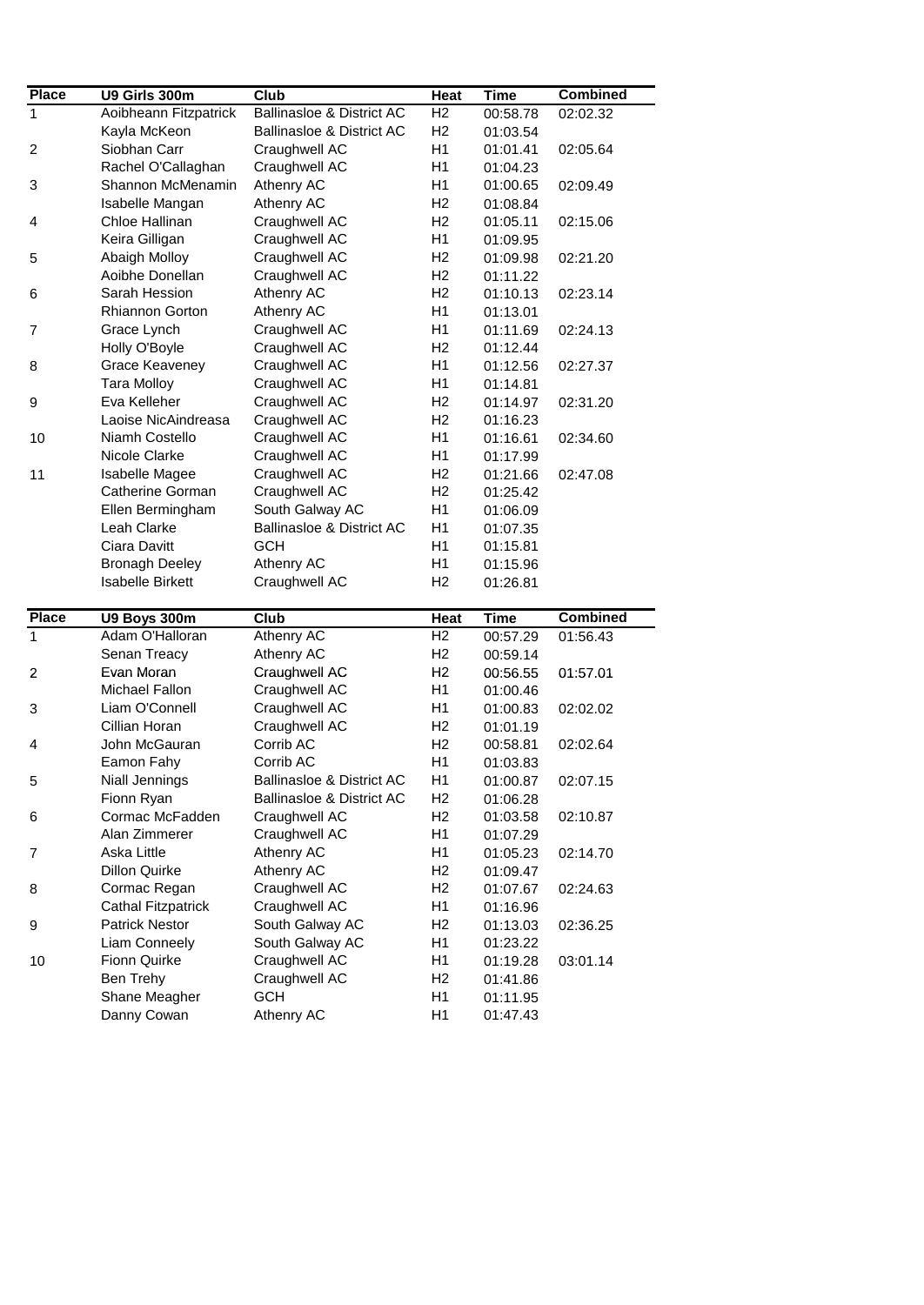| Place | U9 Girls 300m | Club | Heat | Time | Combined |
|---|---|---|---|---|---|
| 1 | Aoibheann Fitzpatrick | Ballinasloe & District AC | H2 | 00:58.78 | 02:02.32 |
| | Kayla McKeon | Ballinasloe & District AC | H2 | 01:03.54 | |
| 2 | Siobhan Carr | Craughwell AC | H1 | 01:01.41 | 02:05.64 |
| | Rachel O'Callaghan | Craughwell AC | H1 | 01:04.23 | |
| 3 | Shannon McMenamin | Athenry AC | H1 | 01:00.65 | 02:09.49 |
| | Isabelle Mangan | Athenry AC | H2 | 01:08.84 | |
| 4 | Chloe Hallinan | Craughwell AC | H2 | 01:05.11 | 02:15.06 |
| | Keira Gilligan | Craughwell AC | H1 | 01:09.95 | |
| 5 | Abaigh Molloy | Craughwell AC | H2 | 01:09.98 | 02:21.20 |
| | Aoibhe Donellan | Craughwell AC | H2 | 01:11.22 | |
| 6 | Sarah Hession | Athenry AC | H2 | 01:10.13 | 02:23.14 |
| | Rhiannon Gorton | Athenry AC | H1 | 01:13.01 | |
| 7 | Grace Lynch | Craughwell AC | H1 | 01:11.69 | 02:24.13 |
| | Holly O'Boyle | Craughwell AC | H2 | 01:12.44 | |
| 8 | Grace Keaveney | Craughwell AC | H1 | 01:12.56 | 02:27.37 |
| | Tara Molloy | Craughwell AC | H1 | 01:14.81 | |
| 9 | Eva Kelleher | Craughwell AC | H2 | 01:14.97 | 02:31.20 |
| | Laoise NicAindreasa | Craughwell AC | H2 | 01:16.23 | |
| 10 | Niamh Costello | Craughwell AC | H1 | 01:16.61 | 02:34.60 |
| | Nicole Clarke | Craughwell AC | H1 | 01:17.99 | |
| 11 | Isabelle Magee | Craughwell AC | H2 | 01:21.66 | 02:47.08 |
| | Catherine Gorman | Craughwell AC | H2 | 01:25.42 | |
| | Ellen Bermingham | South Galway AC | H1 | 01:06.09 | |
| | Leah Clarke | Ballinasloe & District AC | H1 | 01:07.35 | |
| | Ciara Davitt | GCH | H1 | 01:15.81 | |
| | Bronagh Deeley | Athenry AC | H1 | 01:15.96 | |
| | Isabelle Birkett | Craughwell AC | H2 | 01:26.81 | |

| Place | U9 Boys 300m | Club | Heat | Time | Combined |
|---|---|---|---|---|---|
| 1 | Adam O'Halloran | Athenry AC | H2 | 00:57.29 | 01:56.43 |
| | Senan Treacy | Athenry AC | H2 | 00:59.14 | |
| 2 | Evan Moran | Craughwell AC | H2 | 00:56.55 | 01:57.01 |
| | Michael Fallon | Craughwell AC | H1 | 01:00.46 | |
| 3 | Liam O'Connell | Craughwell AC | H1 | 01:00.83 | 02:02.02 |
| | Cillian Horan | Craughwell AC | H2 | 01:01.19 | |
| 4 | John McGauran | Corrib AC | H2 | 00:58.81 | 02:02.64 |
| | Eamon Fahy | Corrib AC | H1 | 01:03.83 | |
| 5 | Niall Jennings | Ballinasloe & District AC | H1 | 01:00.87 | 02:07.15 |
| | Fionn Ryan | Ballinasloe & District AC | H2 | 01:06.28 | |
| 6 | Cormac McFadden | Craughwell AC | H2 | 01:03.58 | 02:10.87 |
| | Alan Zimmerer | Craughwell AC | H1 | 01:07.29 | |
| 7 | Aska Little | Athenry AC | H1 | 01:05.23 | 02:14.70 |
| | Dillon Quirke | Athenry AC | H2 | 01:09.47 | |
| 8 | Cormac Regan | Craughwell AC | H2 | 01:07.67 | 02:24.63 |
| | Cathal Fitzpatrick | Craughwell AC | H1 | 01:16.96 | |
| 9 | Patrick Nestor | South Galway AC | H2 | 01:13.03 | 02:36.25 |
| | Liam Conneely | South Galway AC | H1 | 01:23.22 | |
| 10 | Fionn Quirke | Craughwell AC | H1 | 01:19.28 | 03:01.14 |
| | Ben Trehy | Craughwell AC | H2 | 01:41.86 | |
| | Shane Meagher | GCH | H1 | 01:11.95 | |
| | Danny Cowan | Athenry AC | H1 | 01:47.43 | |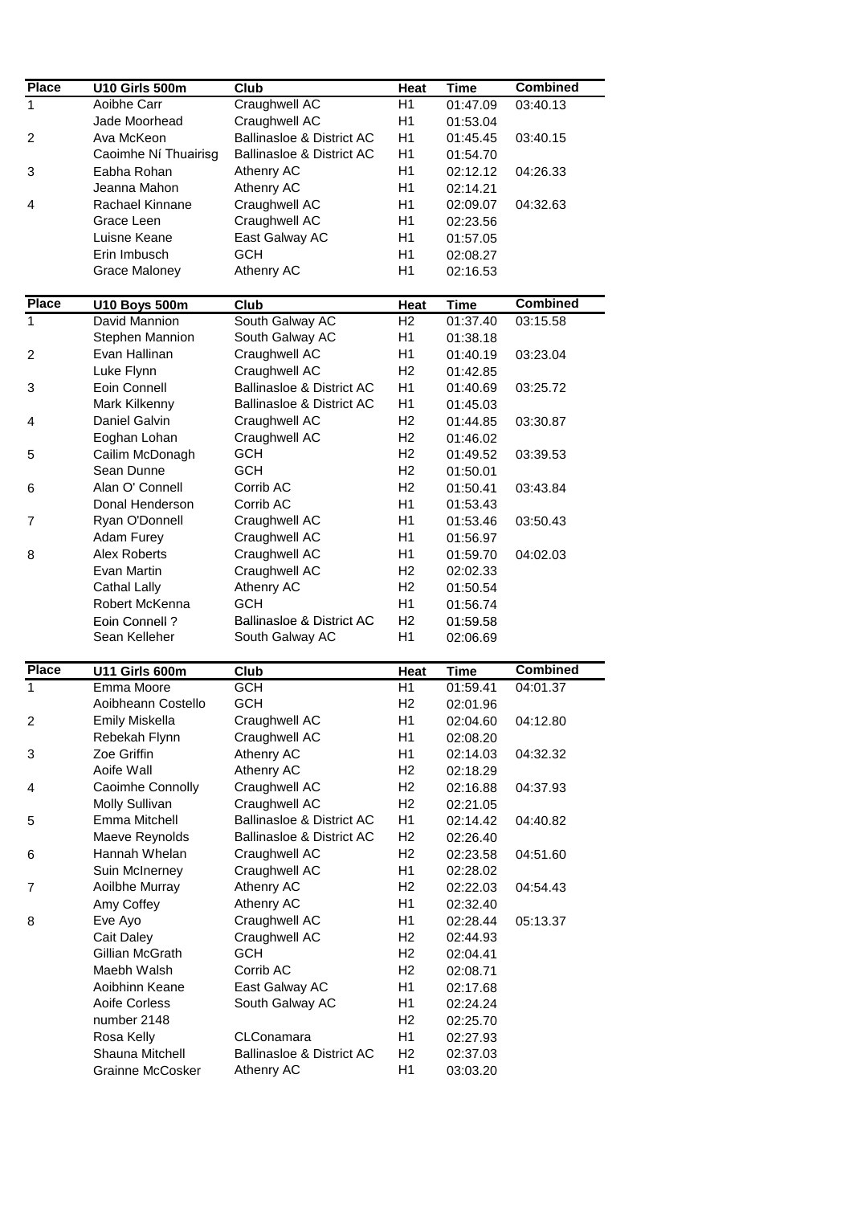| Place | U10 Girls 500m | Club | Heat | Time | Combined |
| --- | --- | --- | --- | --- | --- |
| 1 | Aoibhe Carr | Craughwell AC | H1 | 01:47.09 | 03:40.13 |
| | Jade Moorhead | Craughwell AC | H1 | 01:53.04 | |
| 2 | Ava McKeon | Ballinasloe & District AC | H1 | 01:45.45 | 03:40.15 |
| | Caoimhe Ní Thuairisg | Ballinasloe & District AC | H1 | 01:54.70 | |
| 3 | Eabha Rohan | Athenry AC | H1 | 02:12.12 | 04:26.33 |
| | Jeanna Mahon | Athenry AC | H1 | 02:14.21 | |
| 4 | Rachael Kinnane | Craughwell AC | H1 | 02:09.07 | 04:32.63 |
| | Grace Leen | Craughwell AC | H1 | 02:23.56 | |
| | Luisne Keane | East Galway AC | H1 | 01:57.05 | |
| | Erin Imbusch | GCH | H1 | 02:08.27 | |
| | Grace Maloney | Athenry AC | H1 | 02:16.53 | |

| Place | U10 Boys 500m | Club | Heat | Time | Combined |
| --- | --- | --- | --- | --- | --- |
| 1 | David Mannion | South Galway AC | H2 | 01:37.40 | 03:15.58 |
| | Stephen Mannion | South Galway AC | H1 | 01:38.18 | |
| 2 | Evan Hallinan | Craughwell AC | H1 | 01:40.19 | 03:23.04 |
| | Luke Flynn | Craughwell AC | H2 | 01:42.85 | |
| 3 | Eoin Connell | Ballinasloe & District AC | H1 | 01:40.69 | 03:25.72 |
| | Mark Kilkenny | Ballinasloe & District AC | H1 | 01:45.03 | |
| 4 | Daniel Galvin | Craughwell AC | H2 | 01:44.85 | 03:30.87 |
| | Eoghan Lohan | Craughwell AC | H2 | 01:46.02 | |
| 5 | Cailim McDonagh | GCH | H2 | 01:49.52 | 03:39.53 |
| | Sean Dunne | GCH | H2 | 01:50.01 | |
| 6 | Alan O' Connell | Corrib AC | H2 | 01:50.41 | 03:43.84 |
| | Donal Henderson | Corrib AC | H1 | 01:53.43 | |
| 7 | Ryan O'Donnell | Craughwell AC | H1 | 01:53.46 | 03:50.43 |
| | Adam Furey | Craughwell AC | H1 | 01:56.97 | |
| 8 | Alex Roberts | Craughwell AC | H1 | 01:59.70 | 04:02.03 |
| | Evan Martin | Craughwell AC | H2 | 02:02.33 | |
| | Cathal Lally | Athenry AC | H2 | 01:50.54 | |
| | Robert McKenna | GCH | H1 | 01:56.74 | |
| | Eoin Connell ? | Ballinasloe & District AC | H2 | 01:59.58 | |
| | Sean Kelleher | South Galway AC | H1 | 02:06.69 | |

| Place | U11 Girls 600m | Club | Heat | Time | Combined |
| --- | --- | --- | --- | --- | --- |
| 1 | Emma Moore | GCH | H1 | 01:59.41 | 04:01.37 |
| | Aoibheann Costello | GCH | H2 | 02:01.96 | |
| 2 | Emily Miskella | Craughwell AC | H1 | 02:04.60 | 04:12.80 |
| | Rebekah Flynn | Craughwell AC | H1 | 02:08.20 | |
| 3 | Zoe Griffin | Athenry AC | H1 | 02:14.03 | 04:32.32 |
| | Aoife Wall | Athenry AC | H2 | 02:18.29 | |
| 4 | Caoimhe Connolly | Craughwell AC | H2 | 02:16.88 | 04:37.93 |
| | Molly Sullivan | Craughwell AC | H2 | 02:21.05 | |
| 5 | Emma Mitchell | Ballinasloe & District AC | H1 | 02:14.42 | 04:40.82 |
| | Maeve Reynolds | Ballinasloe & District AC | H2 | 02:26.40 | |
| 6 | Hannah Whelan | Craughwell AC | H2 | 02:23.58 | 04:51.60 |
| | Suin McInerney | Craughwell AC | H1 | 02:28.02 | |
| 7 | Aoilbhe Murray | Athenry AC | H2 | 02:22.03 | 04:54.43 |
| | Amy Coffey | Athenry AC | H1 | 02:32.40 | |
| 8 | Eve Ayo | Craughwell AC | H1 | 02:28.44 | 05:13.37 |
| | Cait Daley | Craughwell AC | H2 | 02:44.93 | |
| | Gillian McGrath | GCH | H2 | 02:04.41 | |
| | Maebh Walsh | Corrib AC | H2 | 02:08.71 | |
| | Aoibhinn Keane | East Galway AC | H1 | 02:17.68 | |
| | Aoife Corless | South Galway AC | H1 | 02:24.24 | |
| | number 2148 | | H2 | 02:25.70 | |
| | Rosa Kelly | CLConamara | H1 | 02:27.93 | |
| | Shauna Mitchell | Ballinasloe & District AC | H2 | 02:37.03 | |
| | Grainne McCosker | Athenry AC | H1 | 03:03.20 | |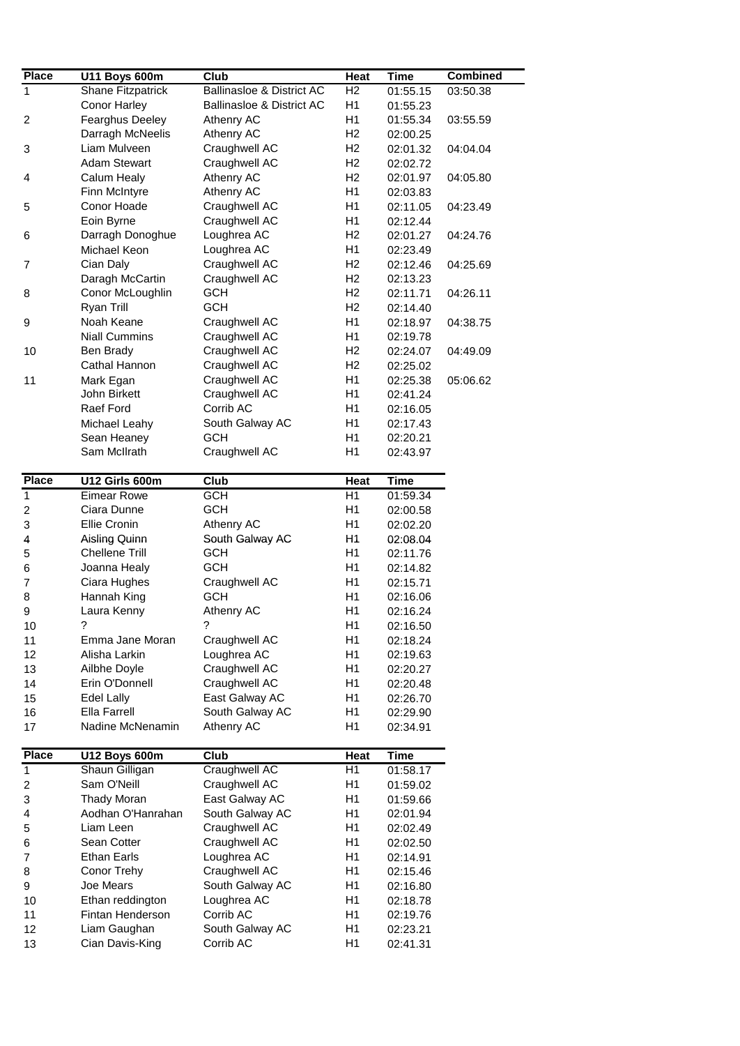| Place | U11 Boys 600m | Club | Heat | Time | Combined |
|---|---|---|---|---|---|
| 1 | Shane Fitzpatrick | Ballinasloe & District AC | H2 | 01:55.15 | 03:50.38 |
| | Conor Harley | Ballinasloe & District AC | H1 | 01:55.23 | |
| 2 | Fearghus Deeley | Athenry AC | H1 | 01:55.34 | 03:55.59 |
| | Darragh McNeelis | Athenry AC | H2 | 02:00.25 | |
| 3 | Liam Mulveen | Craughwell AC | H2 | 02:01.32 | 04:04.04 |
| | Adam Stewart | Craughwell AC | H2 | 02:02.72 | |
| 4 | Calum Healy | Athenry AC | H2 | 02:01.97 | 04:05.80 |
| | Finn McIntyre | Athenry AC | H1 | 02:03.83 | |
| 5 | Conor Hoade | Craughwell AC | H1 | 02:11.05 | 04:23.49 |
| | Eoin Byrne | Craughwell AC | H1 | 02:12.44 | |
| 6 | Darragh Donoghue | Loughrea AC | H2 | 02:01.27 | 04:24.76 |
| | Michael Keon | Loughrea AC | H1 | 02:23.49 | |
| 7 | Cian Daly | Craughwell AC | H2 | 02:12.46 | 04:25.69 |
| | Daragh McCartin | Craughwell AC | H2 | 02:13.23 | |
| 8 | Conor McLoughlin | GCH | H2 | 02:11.71 | 04:26.11 |
| | Ryan Trill | GCH | H2 | 02:14.40 | |
| 9 | Noah Keane | Craughwell AC | H1 | 02:18.97 | 04:38.75 |
| | Niall Cummins | Craughwell AC | H1 | 02:19.78 | |
| 10 | Ben Brady | Craughwell AC | H2 | 02:24.07 | 04:49.09 |
| | Cathal Hannon | Craughwell AC | H2 | 02:25.02 | |
| 11 | Mark Egan | Craughwell AC | H1 | 02:25.38 | 05:06.62 |
| | John Birkett | Craughwell AC | H1 | 02:41.24 | |
| | Raef Ford | Corrib AC | H1 | 02:16.05 | |
| | Michael Leahy | South Galway AC | H1 | 02:17.43 | |
| | Sean Heaney | GCH | H1 | 02:20.21 | |
| | Sam McIlrath | Craughwell AC | H1 | 02:43.97 | |

| Place | U12 Girls 600m | Club | Heat | Time |
|---|---|---|---|---|
| 1 | Eimear Rowe | GCH | H1 | 01:59.34 |
| 2 | Ciara Dunne | GCH | H1 | 02:00.58 |
| 3 | Ellie Cronin | Athenry AC | H1 | 02:02.20 |
| 4 | Aisling Quinn | South Galway AC | H1 | 02:08.04 |
| 5 | Chellene Trill | GCH | H1 | 02:11.76 |
| 6 | Joanna Healy | GCH | H1 | 02:14.82 |
| 7 | Ciara Hughes | Craughwell AC | H1 | 02:15.71 |
| 8 | Hannah King | GCH | H1 | 02:16.06 |
| 9 | Laura Kenny | Athenry AC | H1 | 02:16.24 |
| 10 | ? | ? | H1 | 02:16.50 |
| 11 | Emma Jane Moran | Craughwell AC | H1 | 02:18.24 |
| 12 | Alisha Larkin | Loughrea AC | H1 | 02:19.63 |
| 13 | Ailbhe Doyle | Craughwell AC | H1 | 02:20.27 |
| 14 | Erin O'Donnell | Craughwell AC | H1 | 02:20.48 |
| 15 | Edel Lally | East Galway AC | H1 | 02:26.70 |
| 16 | Ella Farrell | South Galway AC | H1 | 02:29.90 |
| 17 | Nadine McNenamin | Athenry AC | H1 | 02:34.91 |

| Place | U12 Boys 600m | Club | Heat | Time |
|---|---|---|---|---|
| 1 | Shaun Gilligan | Craughwell AC | H1 | 01:58.17 |
| 2 | Sam O'Neill | Craughwell AC | H1 | 01:59.02 |
| 3 | Thady Moran | East Galway AC | H1 | 01:59.66 |
| 4 | Aodhan O'Hanrahan | South Galway AC | H1 | 02:01.94 |
| 5 | Liam Leen | Craughwell AC | H1 | 02:02.49 |
| 6 | Sean Cotter | Craughwell AC | H1 | 02:02.50 |
| 7 | Ethan Earls | Loughrea AC | H1 | 02:14.91 |
| 8 | Conor Trehy | Craughwell AC | H1 | 02:15.46 |
| 9 | Joe Mears | South Galway AC | H1 | 02:16.80 |
| 10 | Ethan reddington | Loughrea AC | H1 | 02:18.78 |
| 11 | Fintan Henderson | Corrib AC | H1 | 02:19.76 |
| 12 | Liam Gaughan | South Galway AC | H1 | 02:23.21 |
| 13 | Cian Davis-King | Corrib AC | H1 | 02:41.31 |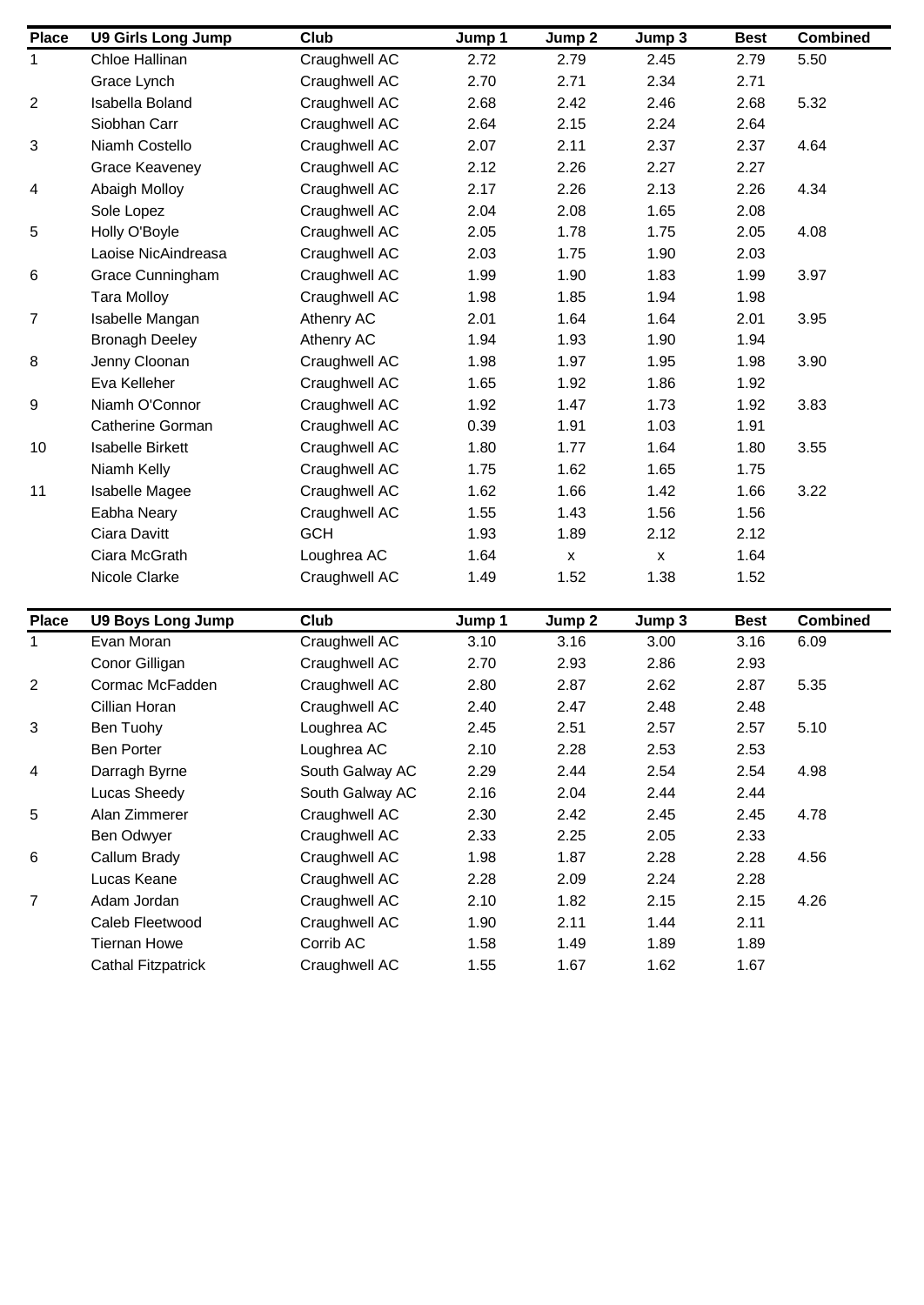| Place | U9 Girls Long Jump | Club | Jump 1 | Jump 2 | Jump 3 | Best | Combined |
|---|---|---|---|---|---|---|---|
| 1 | Chloe Hallinan | Craughwell AC | 2.72 | 2.79 | 2.45 | 2.79 | 5.50 |
| | Grace Lynch | Craughwell AC | 2.70 | 2.71 | 2.34 | 2.71 | |
| 2 | Isabella Boland | Craughwell AC | 2.68 | 2.42 | 2.46 | 2.68 | 5.32 |
| | Siobhan Carr | Craughwell AC | 2.64 | 2.15 | 2.24 | 2.64 | |
| 3 | Niamh Costello | Craughwell AC | 2.07 | 2.11 | 2.37 | 2.37 | 4.64 |
| | Grace Keaveney | Craughwell AC | 2.12 | 2.26 | 2.27 | 2.27 | |
| 4 | Abaigh Molloy | Craughwell AC | 2.17 | 2.26 | 2.13 | 2.26 | 4.34 |
| | Sole Lopez | Craughwell AC | 2.04 | 2.08 | 1.65 | 2.08 | |
| 5 | Holly O'Boyle | Craughwell AC | 2.05 | 1.78 | 1.75 | 2.05 | 4.08 |
| | Laoise NicAindreasa | Craughwell AC | 2.03 | 1.75 | 1.90 | 2.03 | |
| 6 | Grace Cunningham | Craughwell AC | 1.99 | 1.90 | 1.83 | 1.99 | 3.97 |
| | Tara Molloy | Craughwell AC | 1.98 | 1.85 | 1.94 | 1.98 | |
| 7 | Isabelle Mangan | Athenry AC | 2.01 | 1.64 | 1.64 | 2.01 | 3.95 |
| | Bronagh Deeley | Athenry AC | 1.94 | 1.93 | 1.90 | 1.94 | |
| 8 | Jenny Cloonan | Craughwell AC | 1.98 | 1.97 | 1.95 | 1.98 | 3.90 |
| | Eva Kelleher | Craughwell AC | 1.65 | 1.92 | 1.86 | 1.92 | |
| 9 | Niamh O'Connor | Craughwell AC | 1.92 | 1.47 | 1.73 | 1.92 | 3.83 |
| | Catherine Gorman | Craughwell AC | 0.39 | 1.91 | 1.03 | 1.91 | |
| 10 | Isabelle Birkett | Craughwell AC | 1.80 | 1.77 | 1.64 | 1.80 | 3.55 |
| | Niamh Kelly | Craughwell AC | 1.75 | 1.62 | 1.65 | 1.75 | |
| 11 | Isabelle Magee | Craughwell AC | 1.62 | 1.66 | 1.42 | 1.66 | 3.22 |
| | Eabha Neary | Craughwell AC | 1.55 | 1.43 | 1.56 | 1.56 | |
| | Ciara Davitt | GCH | 1.93 | 1.89 | 2.12 | 2.12 | |
| | Ciara McGrath | Loughrea AC | 1.64 | x | x | 1.64 | |
| | Nicole Clarke | Craughwell AC | 1.49 | 1.52 | 1.38 | 1.52 | |

| Place | U9 Boys Long Jump | Club | Jump 1 | Jump 2 | Jump 3 | Best | Combined |
|---|---|---|---|---|---|---|---|
| 1 | Evan Moran | Craughwell AC | 3.10 | 3.16 | 3.00 | 3.16 | 6.09 |
| | Conor Gilligan | Craughwell AC | 2.70 | 2.93 | 2.86 | 2.93 | |
| 2 | Cormac McFadden | Craughwell AC | 2.80 | 2.87 | 2.62 | 2.87 | 5.35 |
| | Cillian Horan | Craughwell AC | 2.40 | 2.47 | 2.48 | 2.48 | |
| 3 | Ben Tuohy | Loughrea AC | 2.45 | 2.51 | 2.57 | 2.57 | 5.10 |
| | Ben Porter | Loughrea AC | 2.10 | 2.28 | 2.53 | 2.53 | |
| 4 | Darragh Byrne | South Galway AC | 2.29 | 2.44 | 2.54 | 2.54 | 4.98 |
| | Lucas Sheedy | South Galway AC | 2.16 | 2.04 | 2.44 | 2.44 | |
| 5 | Alan Zimmerer | Craughwell AC | 2.30 | 2.42 | 2.45 | 2.45 | 4.78 |
| | Ben Odwyer | Craughwell AC | 2.33 | 2.25 | 2.05 | 2.33 | |
| 6 | Callum Brady | Craughwell AC | 1.98 | 1.87 | 2.28 | 2.28 | 4.56 |
| | Lucas Keane | Craughwell AC | 2.28 | 2.09 | 2.24 | 2.28 | |
| 7 | Adam Jordan | Craughwell AC | 2.10 | 1.82 | 2.15 | 2.15 | 4.26 |
| | Caleb Fleetwood | Craughwell AC | 1.90 | 2.11 | 1.44 | 2.11 | |
| | Tiernan Howe | Corrib AC | 1.58 | 1.49 | 1.89 | 1.89 | |
| | Cathal Fitzpatrick | Craughwell AC | 1.55 | 1.67 | 1.62 | 1.67 | |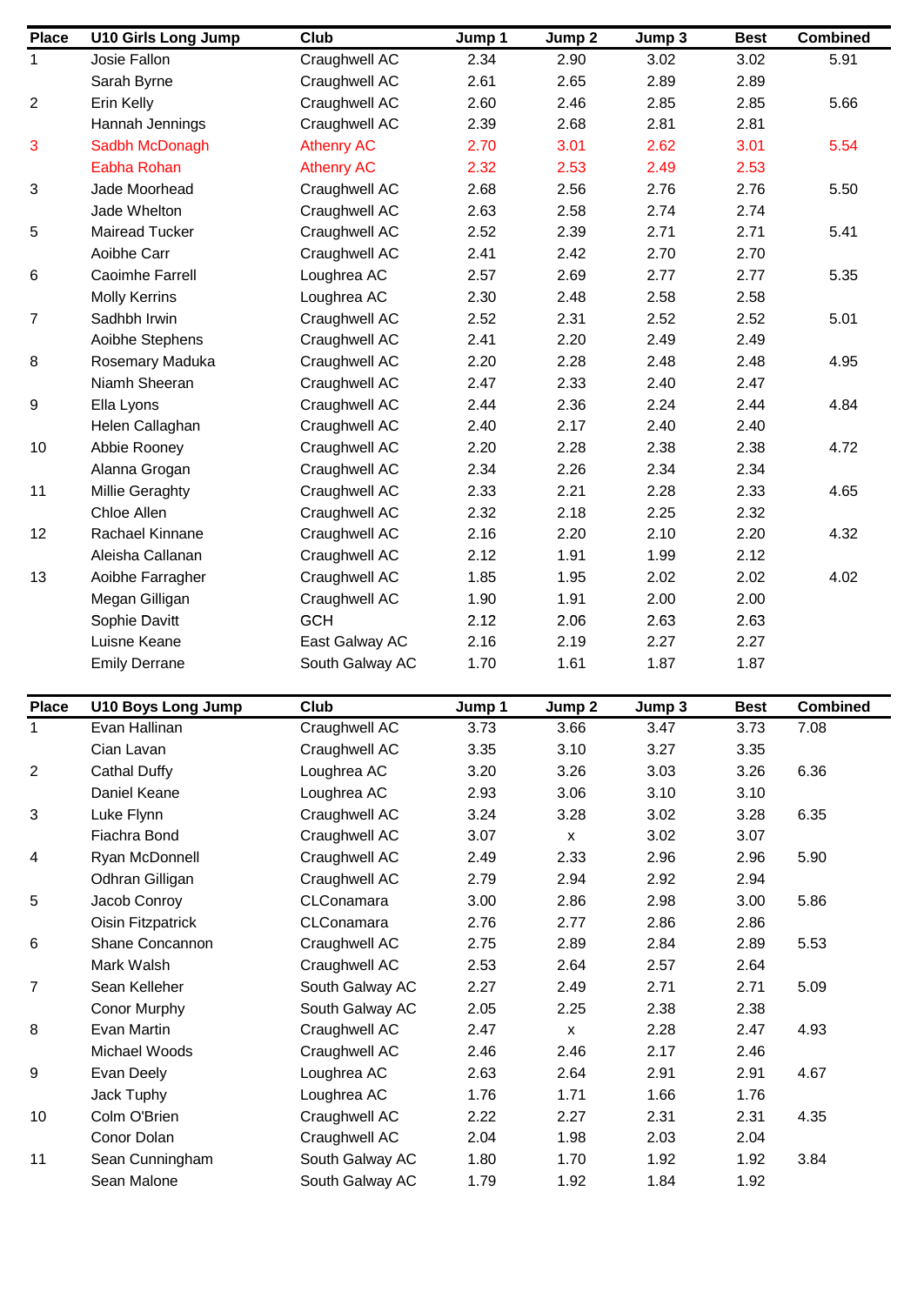| Place | U10 Girls Long Jump | Club | Jump 1 | Jump 2 | Jump 3 | Best | Combined |
|---|---|---|---|---|---|---|---|
| 1 | Josie Fallon | Craughwell AC | 2.34 | 2.90 | 3.02 | 3.02 | 5.91 |
| | Sarah Byrne | Craughwell AC | 2.61 | 2.65 | 2.89 | 2.89 | |
| 2 | Erin Kelly | Craughwell AC | 2.60 | 2.46 | 2.85 | 2.85 | 5.66 |
| | Hannah Jennings | Craughwell AC | 2.39 | 2.68 | 2.81 | 2.81 | |
| 3 | Sadbh McDonagh | Athenry AC | 2.70 | 3.01 | 2.62 | 3.01 | 5.54 |
| | Eabha Rohan | Athenry AC | 2.32 | 2.53 | 2.49 | 2.53 | |
| 3 | Jade Moorhead | Craughwell AC | 2.68 | 2.56 | 2.76 | 2.76 | 5.50 |
| | Jade Whelton | Craughwell AC | 2.63 | 2.58 | 2.74 | 2.74 | |
| 5 | Mairead Tucker | Craughwell AC | 2.52 | 2.39 | 2.71 | 2.71 | 5.41 |
| | Aoibhe Carr | Craughwell AC | 2.41 | 2.42 | 2.70 | 2.70 | |
| 6 | Caoimhe Farrell | Loughrea AC | 2.57 | 2.69 | 2.77 | 2.77 | 5.35 |
| | Molly Kerrins | Loughrea AC | 2.30 | 2.48 | 2.58 | 2.58 | |
| 7 | Sadhbh Irwin | Craughwell AC | 2.52 | 2.31 | 2.52 | 2.52 | 5.01 |
| | Aoibhe Stephens | Craughwell AC | 2.41 | 2.20 | 2.49 | 2.49 | |
| 8 | Rosemary Maduka | Craughwell AC | 2.20 | 2.28 | 2.48 | 2.48 | 4.95 |
| | Niamh Sheeran | Craughwell AC | 2.47 | 2.33 | 2.40 | 2.47 | |
| 9 | Ella Lyons | Craughwell AC | 2.44 | 2.36 | 2.24 | 2.44 | 4.84 |
| | Helen Callaghan | Craughwell AC | 2.40 | 2.17 | 2.40 | 2.40 | |
| 10 | Abbie Rooney | Craughwell AC | 2.20 | 2.28 | 2.38 | 2.38 | 4.72 |
| | Alanna Grogan | Craughwell AC | 2.34 | 2.26 | 2.34 | 2.34 | |
| 11 | Millie Geraghty | Craughwell AC | 2.33 | 2.21 | 2.28 | 2.33 | 4.65 |
| | Chloe Allen | Craughwell AC | 2.32 | 2.18 | 2.25 | 2.32 | |
| 12 | Rachael Kinnane | Craughwell AC | 2.16 | 2.20 | 2.10 | 2.20 | 4.32 |
| | Aleisha Callanan | Craughwell AC | 2.12 | 1.91 | 1.99 | 2.12 | |
| 13 | Aoibhe Farragher | Craughwell AC | 1.85 | 1.95 | 2.02 | 2.02 | 4.02 |
| | Megan Gilligan | Craughwell AC | 1.90 | 1.91 | 2.00 | 2.00 | |
| | Sophie Davitt | GCH | 2.12 | 2.06 | 2.63 | 2.63 | |
| | Luisne Keane | East Galway AC | 2.16 | 2.19 | 2.27 | 2.27 | |
| | Emily Derrane | South Galway AC | 1.70 | 1.61 | 1.87 | 1.87 | |

| Place | U10 Boys Long Jump | Club | Jump 1 | Jump 2 | Jump 3 | Best | Combined |
|---|---|---|---|---|---|---|---|
| 1 | Evan Hallinan | Craughwell AC | 3.73 | 3.66 | 3.47 | 3.73 | 7.08 |
| | Cian Lavan | Craughwell AC | 3.35 | 3.10 | 3.27 | 3.35 | |
| 2 | Cathal Duffy | Loughrea AC | 3.20 | 3.26 | 3.03 | 3.26 | 6.36 |
| | Daniel Keane | Loughrea AC | 2.93 | 3.06 | 3.10 | 3.10 | |
| 3 | Luke Flynn | Craughwell AC | 3.24 | 3.28 | 3.02 | 3.28 | 6.35 |
| | Fiachra Bond | Craughwell AC | 3.07 | x | 3.02 | 3.07 | |
| 4 | Ryan McDonnell | Craughwell AC | 2.49 | 2.33 | 2.96 | 2.96 | 5.90 |
| | Odhran Gilligan | Craughwell AC | 2.79 | 2.94 | 2.92 | 2.94 | |
| 5 | Jacob Conroy | CLConamara | 3.00 | 2.86 | 2.98 | 3.00 | 5.86 |
| | Oisin Fitzpatrick | CLConamara | 2.76 | 2.77 | 2.86 | 2.86 | |
| 6 | Shane Concannon | Craughwell AC | 2.75 | 2.89 | 2.84 | 2.89 | 5.53 |
| | Mark Walsh | Craughwell AC | 2.53 | 2.64 | 2.57 | 2.64 | |
| 7 | Sean Kelleher | South Galway AC | 2.27 | 2.49 | 2.71 | 2.71 | 5.09 |
| | Conor Murphy | South Galway AC | 2.05 | 2.25 | 2.38 | 2.38 | |
| 8 | Evan Martin | Craughwell AC | 2.47 | x | 2.28 | 2.47 | 4.93 |
| | Michael Woods | Craughwell AC | 2.46 | 2.46 | 2.17 | 2.46 | |
| 9 | Evan Deely | Loughrea AC | 2.63 | 2.64 | 2.91 | 2.91 | 4.67 |
| | Jack Tuphy | Loughrea AC | 1.76 | 1.71 | 1.66 | 1.76 | |
| 10 | Colm O'Brien | Craughwell AC | 2.22 | 2.27 | 2.31 | 2.31 | 4.35 |
| | Conor Dolan | Craughwell AC | 2.04 | 1.98 | 2.03 | 2.04 | |
| 11 | Sean Cunningham | South Galway AC | 1.80 | 1.70 | 1.92 | 1.92 | 3.84 |
| | Sean Malone | South Galway AC | 1.79 | 1.92 | 1.84 | 1.92 | |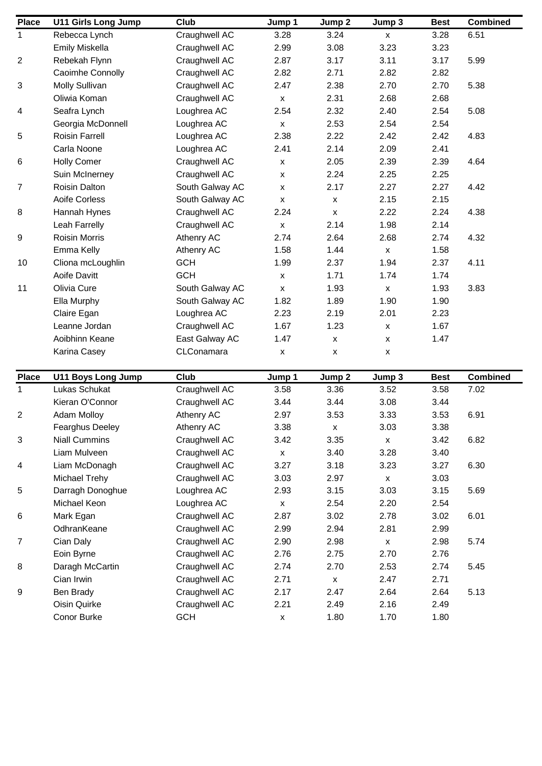| Place | U11 Girls Long Jump | Club | Jump 1 | Jump 2 | Jump 3 | Best | Combined |
|---|---|---|---|---|---|---|---|
| 1 | Rebecca Lynch | Craughwell AC | 3.28 | 3.24 | x | 3.28 | 6.51 |
| | Emily Miskella | Craughwell AC | 2.99 | 3.08 | 3.23 | 3.23 | |
| 2 | Rebekah Flynn | Craughwell AC | 2.87 | 3.17 | 3.11 | 3.17 | 5.99 |
| | Caoimhe Connolly | Craughwell AC | 2.82 | 2.71 | 2.82 | 2.82 | |
| 3 | Molly Sullivan | Craughwell AC | 2.47 | 2.38 | 2.70 | 2.70 | 5.38 |
| | Oliwia Koman | Craughwell AC | x | 2.31 | 2.68 | 2.68 | |
| 4 | Seafra Lynch | Loughrea AC | 2.54 | 2.32 | 2.40 | 2.54 | 5.08 |
| | Georgia McDonnell | Loughrea AC | x | 2.53 | 2.54 | 2.54 | |
| 5 | Roisin Farrell | Loughrea AC | 2.38 | 2.22 | 2.42 | 2.42 | 4.83 |
| | Carla Noone | Loughrea AC | 2.41 | 2.14 | 2.09 | 2.41 | |
| 6 | Holly Comer | Craughwell AC | x | 2.05 | 2.39 | 2.39 | 4.64 |
| | Suin McInerney | Craughwell AC | x | 2.24 | 2.25 | 2.25 | |
| 7 | Roisin Dalton | South Galway AC | x | 2.17 | 2.27 | 2.27 | 4.42 |
| | Aoife Corless | South Galway AC | x | x | 2.15 | 2.15 | |
| 8 | Hannah Hynes | Craughwell AC | 2.24 | x | 2.22 | 2.24 | 4.38 |
| | Leah Farrelly | Craughwell AC | x | 2.14 | 1.98 | 2.14 | |
| 9 | Roisin Morris | Athenry AC | 2.74 | 2.64 | 2.68 | 2.74 | 4.32 |
| | Emma Kelly | Athenry AC | 1.58 | 1.44 | x | 1.58 | |
| 10 | Cliona mcLoughlin | GCH | 1.99 | 2.37 | 1.94 | 2.37 | 4.11 |
| | Aoife Davitt | GCH | x | 1.71 | 1.74 | 1.74 | |
| 11 | Olivia Cure | South Galway AC | x | 1.93 | x | 1.93 | 3.83 |
| | Ella Murphy | South Galway AC | 1.82 | 1.89 | 1.90 | 1.90 | |
| | Claire Egan | Loughrea AC | 2.23 | 2.19 | 2.01 | 2.23 | |
| | Leanne Jordan | Craughwell AC | 1.67 | 1.23 | x | 1.67 | |
| | Aoibhinn Keane | East Galway AC | 1.47 | x | x | 1.47 | |
| | Karina Casey | CLConamara | x | x | x | | |

| Place | U11 Boys Long Jump | Club | Jump 1 | Jump 2 | Jump 3 | Best | Combined |
|---|---|---|---|---|---|---|---|
| 1 | Lukas Schukat | Craughwell AC | 3.58 | 3.36 | 3.52 | 3.58 | 7.02 |
| | Kieran O'Connor | Craughwell AC | 3.44 | 3.44 | 3.08 | 3.44 | |
| 2 | Adam Molloy | Athenry AC | 2.97 | 3.53 | 3.33 | 3.53 | 6.91 |
| | Fearghus Deeley | Athenry AC | 3.38 | x | 3.03 | 3.38 | |
| 3 | Niall Cummins | Craughwell AC | 3.42 | 3.35 | x | 3.42 | 6.82 |
| | Liam Mulveen | Craughwell AC | x | 3.40 | 3.28 | 3.40 | |
| 4 | Liam McDonagh | Craughwell AC | 3.27 | 3.18 | 3.23 | 3.27 | 6.30 |
| | Michael Trehy | Craughwell AC | 3.03 | 2.97 | x | 3.03 | |
| 5 | Darragh Donoghue | Loughrea AC | 2.93 | 3.15 | 3.03 | 3.15 | 5.69 |
| | Michael Keon | Loughrea AC | x | 2.54 | 2.20 | 2.54 | |
| 6 | Mark Egan | Craughwell AC | 2.87 | 3.02 | 2.78 | 3.02 | 6.01 |
| | OdhranKeane | Craughwell AC | 2.99 | 2.94 | 2.81 | 2.99 | |
| 7 | Cian Daly | Craughwell AC | 2.90 | 2.98 | x | 2.98 | 5.74 |
| | Eoin Byrne | Craughwell AC | 2.76 | 2.75 | 2.70 | 2.76 | |
| 8 | Daragh McCartin | Craughwell AC | 2.74 | 2.70 | 2.53 | 2.74 | 5.45 |
| | Cian Irwin | Craughwell AC | 2.71 | x | 2.47 | 2.71 | |
| 9 | Ben Brady | Craughwell AC | 2.17 | 2.47 | 2.64 | 2.64 | 5.13 |
| | Oisin Quirke | Craughwell AC | 2.21 | 2.49 | 2.16 | 2.49 | |
| | Conor Burke | GCH | x | 1.80 | 1.70 | 1.80 | |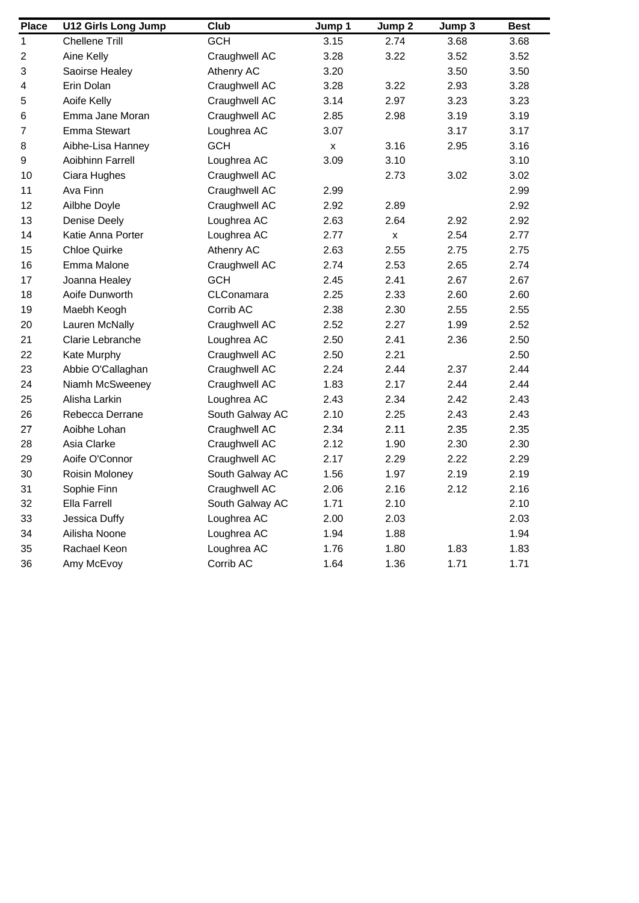| Place | U12 Girls Long Jump | Club | Jump 1 | Jump 2 | Jump 3 | Best |
|---|---|---|---|---|---|---|
| 1 | Chellene Trill | GCH | 3.15 | 2.74 | 3.68 | 3.68 |
| 2 | Aine Kelly | Craughwell AC | 3.28 | 3.22 | 3.52 | 3.52 |
| 3 | Saoirse Healey | Athenry AC | 3.20 | | 3.50 | 3.50 |
| 4 | Erin Dolan | Craughwell AC | 3.28 | 3.22 | 2.93 | 3.28 |
| 5 | Aoife Kelly | Craughwell AC | 3.14 | 2.97 | 3.23 | 3.23 |
| 6 | Emma Jane Moran | Craughwell AC | 2.85 | 2.98 | 3.19 | 3.19 |
| 7 | Emma Stewart | Loughrea AC | 3.07 | | 3.17 | 3.17 |
| 8 | Aibhe-Lisa Hanney | GCH | x | 3.16 | 2.95 | 3.16 |
| 9 | Aoibhinn Farrell | Loughrea AC | 3.09 | 3.10 | | 3.10 |
| 10 | Ciara Hughes | Craughwell AC | | 2.73 | 3.02 | 3.02 |
| 11 | Ava Finn | Craughwell AC | 2.99 | | | 2.99 |
| 12 | Ailbhe Doyle | Craughwell AC | 2.92 | 2.89 | | 2.92 |
| 13 | Denise Deely | Loughrea AC | 2.63 | 2.64 | 2.92 | 2.92 |
| 14 | Katie Anna Porter | Loughrea AC | 2.77 | x | 2.54 | 2.77 |
| 15 | Chloe Quirke | Athenry AC | 2.63 | 2.55 | 2.75 | 2.75 |
| 16 | Emma Malone | Craughwell AC | 2.74 | 2.53 | 2.65 | 2.74 |
| 17 | Joanna Healey | GCH | 2.45 | 2.41 | 2.67 | 2.67 |
| 18 | Aoife Dunworth | CLConamara | 2.25 | 2.33 | 2.60 | 2.60 |
| 19 | Maebh Keogh | Corrib AC | 2.38 | 2.30 | 2.55 | 2.55 |
| 20 | Lauren McNally | Craughwell AC | 2.52 | 2.27 | 1.99 | 2.52 |
| 21 | Clarie Lebranche | Loughrea AC | 2.50 | 2.41 | 2.36 | 2.50 |
| 22 | Kate Murphy | Craughwell AC | 2.50 | 2.21 | | 2.50 |
| 23 | Abbie O'Callaghan | Craughwell AC | 2.24 | 2.44 | 2.37 | 2.44 |
| 24 | Niamh McSweeney | Craughwell AC | 1.83 | 2.17 | 2.44 | 2.44 |
| 25 | Alisha Larkin | Loughrea AC | 2.43 | 2.34 | 2.42 | 2.43 |
| 26 | Rebecca Derrane | South Galway AC | 2.10 | 2.25 | 2.43 | 2.43 |
| 27 | Aoibhe Lohan | Craughwell AC | 2.34 | 2.11 | 2.35 | 2.35 |
| 28 | Asia Clarke | Craughwell AC | 2.12 | 1.90 | 2.30 | 2.30 |
| 29 | Aoife O'Connor | Craughwell AC | 2.17 | 2.29 | 2.22 | 2.29 |
| 30 | Roisin Moloney | South Galway AC | 1.56 | 1.97 | 2.19 | 2.19 |
| 31 | Sophie Finn | Craughwell AC | 2.06 | 2.16 | 2.12 | 2.16 |
| 32 | Ella Farrell | South Galway AC | 1.71 | 2.10 | | 2.10 |
| 33 | Jessica Duffy | Loughrea AC | 2.00 | 2.03 | | 2.03 |
| 34 | Ailisha Noone | Loughrea AC | 1.94 | 1.88 | | 1.94 |
| 35 | Rachael Keon | Loughrea AC | 1.76 | 1.80 | 1.83 | 1.83 |
| 36 | Amy McEvoy | Corrib AC | 1.64 | 1.36 | 1.71 | 1.71 |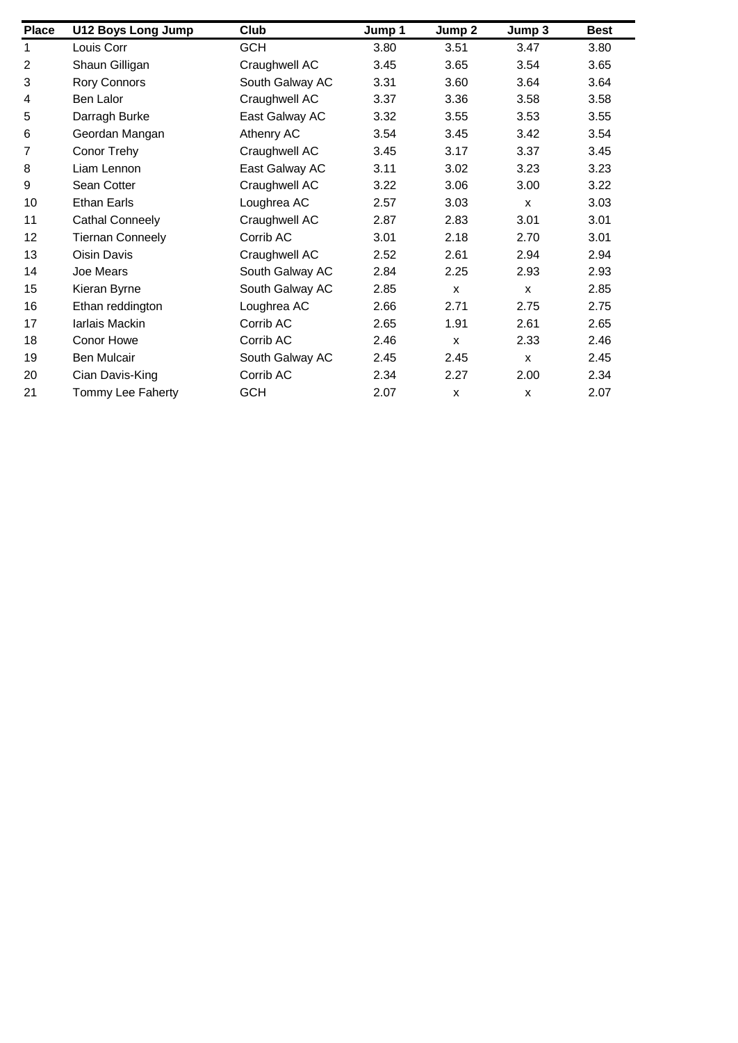| Place | U12 Boys Long Jump | Club | Jump 1 | Jump 2 | Jump 3 | Best |
|---|---|---|---|---|---|---|
| 1 | Louis Corr | GCH | 3.80 | 3.51 | 3.47 | 3.80 |
| 2 | Shaun Gilligan | Craughwell AC | 3.45 | 3.65 | 3.54 | 3.65 |
| 3 | Rory Connors | South Galway AC | 3.31 | 3.60 | 3.64 | 3.64 |
| 4 | Ben Lalor | Craughwell AC | 3.37 | 3.36 | 3.58 | 3.58 |
| 5 | Darragh Burke | East Galway AC | 3.32 | 3.55 | 3.53 | 3.55 |
| 6 | Geordan Mangan | Athenry AC | 3.54 | 3.45 | 3.42 | 3.54 |
| 7 | Conor Trehy | Craughwell AC | 3.45 | 3.17 | 3.37 | 3.45 |
| 8 | Liam Lennon | East Galway AC | 3.11 | 3.02 | 3.23 | 3.23 |
| 9 | Sean Cotter | Craughwell AC | 3.22 | 3.06 | 3.00 | 3.22 |
| 10 | Ethan Earls | Loughrea AC | 2.57 | 3.03 | x | 3.03 |
| 11 | Cathal Conneely | Craughwell AC | 2.87 | 2.83 | 3.01 | 3.01 |
| 12 | Tiernan Conneely | Corrib AC | 3.01 | 2.18 | 2.70 | 3.01 |
| 13 | Oisin Davis | Craughwell AC | 2.52 | 2.61 | 2.94 | 2.94 |
| 14 | Joe Mears | South Galway AC | 2.84 | 2.25 | 2.93 | 2.93 |
| 15 | Kieran Byrne | South Galway AC | 2.85 | x | x | 2.85 |
| 16 | Ethan reddington | Loughrea AC | 2.66 | 2.71 | 2.75 | 2.75 |
| 17 | Iarlais Mackin | Corrib AC | 2.65 | 1.91 | 2.61 | 2.65 |
| 18 | Conor Howe | Corrib AC | 2.46 | x | 2.33 | 2.46 |
| 19 | Ben Mulcair | South Galway AC | 2.45 | 2.45 | x | 2.45 |
| 20 | Cian Davis-King | Corrib AC | 2.34 | 2.27 | 2.00 | 2.34 |
| 21 | Tommy Lee Faherty | GCH | 2.07 | x | x | 2.07 |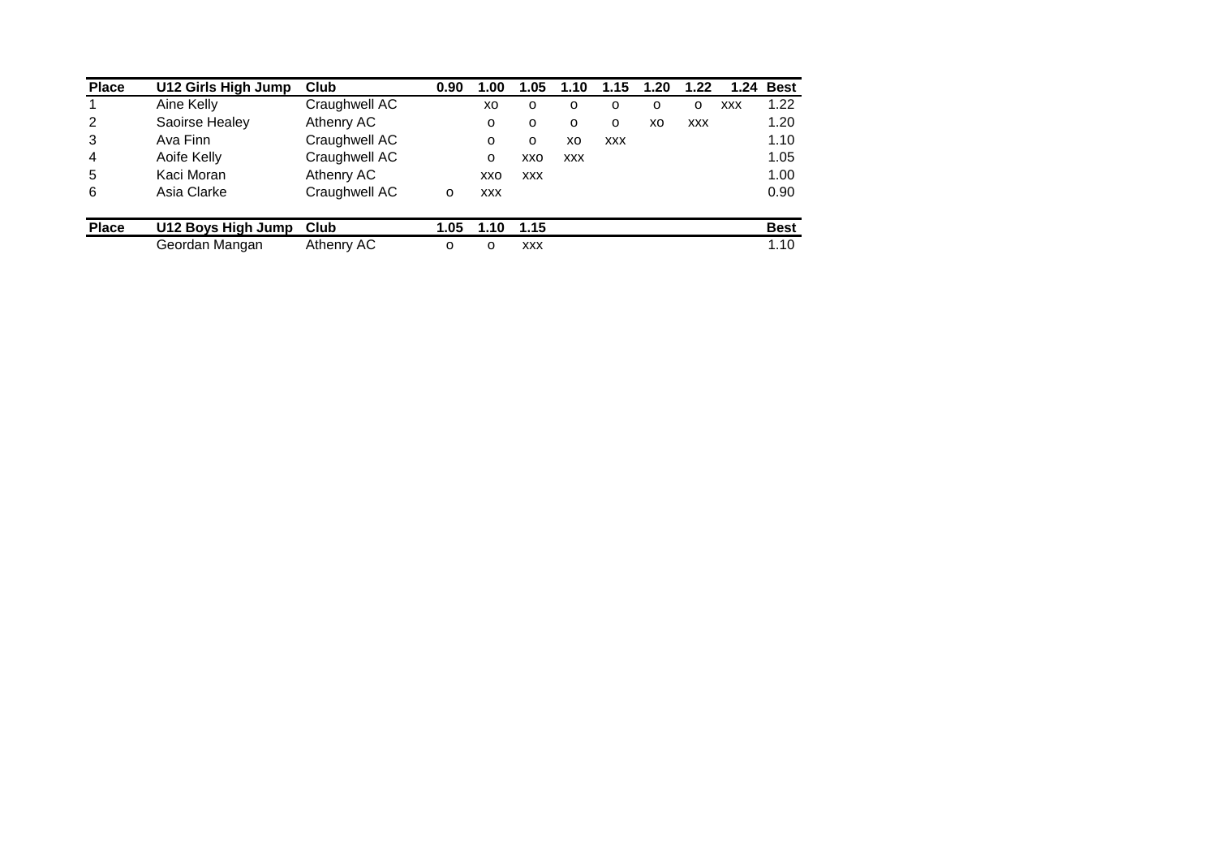| Place | U12 Girls High Jump | Club | 0.90 | 1.00 | 1.05 | 1.10 | 1.15 | 1.20 | 1.22 | 1.24 | Best |
|---|---|---|---|---|---|---|---|---|---|---|---|
| 1 | Aine Kelly | Craughwell AC | | xo | o | o | o | o | o | xxx | 1.22 |
| 2 | Saoirse Healey | Athenry AC | | o | o | o | o | xo | xxx | | 1.20 |
| 3 | Ava Finn | Craughwell AC | | o | o | xo | xxx | | | | 1.10 |
| 4 | Aoife Kelly | Craughwell AC | | o | xxo | xxx | | | | | 1.05 |
| 5 | Kaci Moran | Athenry AC | | xxo | xxx | | | | | | 1.00 |
| 6 | Asia Clarke | Craughwell AC | o | xxx | | | | | | | 0.90 |

| Place | U12 Boys High Jump | Club | 1.05 | 1.10 | 1.15 | Best |
|---|---|---|---|---|---|---|
| | Geordan Mangan | Athenry AC | o | o | xxx | 1.10 |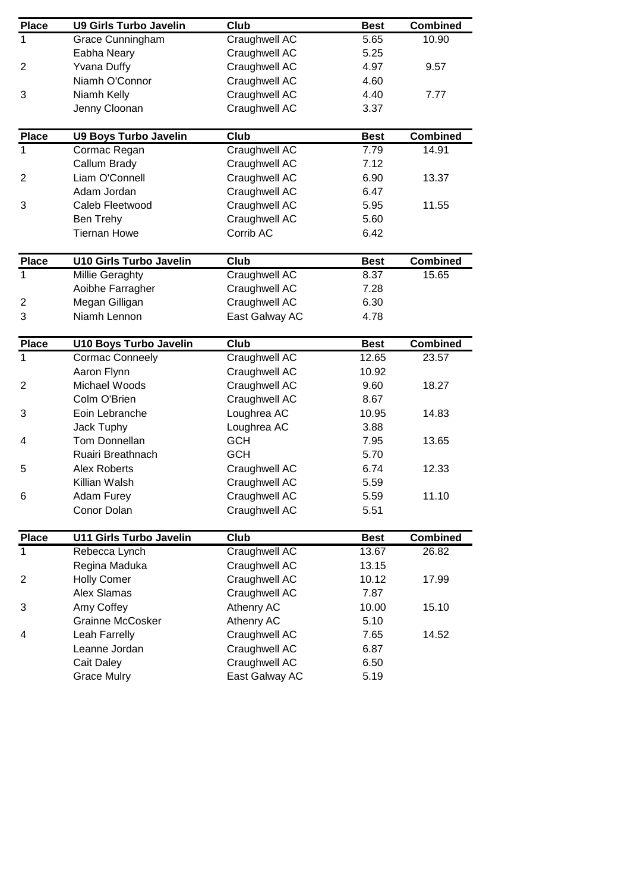| Place | U9 Girls Turbo Javelin | Club | Best | Combined |
|---|---|---|---|---|
| 1 | Grace Cunningham | Craughwell AC | 5.65 | 10.90 |
| | Eabha Neary | Craughwell AC | 5.25 | |
| 2 | Yvana Duffy | Craughwell AC | 4.97 | 9.57 |
| | Niamh O'Connor | Craughwell AC | 4.60 | |
| 3 | Niamh Kelly | Craughwell AC | 4.40 | 7.77 |
| | Jenny Cloonan | Craughwell AC | 3.37 | |

| Place | U9 Boys Turbo Javelin | Club | Best | Combined |
|---|---|---|---|---|
| 1 | Cormac Regan | Craughwell AC | 7.79 | 14.91 |
| | Callum Brady | Craughwell AC | 7.12 | |
| 2 | Liam O'Connell | Craughwell AC | 6.90 | 13.37 |
| | Adam Jordan | Craughwell AC | 6.47 | |
| 3 | Caleb Fleetwood | Craughwell AC | 5.95 | 11.55 |
| | Ben Trehy | Craughwell AC | 5.60 | |
| | Tiernan Howe | Corrib AC | 6.42 | |

| Place | U10 Girls Turbo Javelin | Club | Best | Combined |
|---|---|---|---|---|
| 1 | Millie Geraghty | Craughwell AC | 8.37 | 15.65 |
| | Aoibhe Farragher | Craughwell AC | 7.28 | |
| 2 | Megan Gilligan | Craughwell AC | 6.30 | |
| 3 | Niamh Lennon | East Galway AC | 4.78 | |

| Place | U10 Boys Turbo Javelin | Club | Best | Combined |
|---|---|---|---|---|
| 1 | Cormac Conneely | Craughwell AC | 12.65 | 23.57 |
| | Aaron Flynn | Craughwell AC | 10.92 | |
| 2 | Michael Woods | Craughwell AC | 9.60 | 18.27 |
| | Colm O'Brien | Craughwell AC | 8.67 | |
| 3 | Eoin Lebranche | Loughrea AC | 10.95 | 14.83 |
| | Jack Tuphy | Loughrea AC | 3.88 | |
| 4 | Tom Donnellan | GCH | 7.95 | 13.65 |
| | Ruairi Breathnach | GCH | 5.70 | |
| 5 | Alex Roberts | Craughwell AC | 6.74 | 12.33 |
| | Killian Walsh | Craughwell AC | 5.59 | |
| 6 | Adam Furey | Craughwell AC | 5.59 | 11.10 |
| | Conor Dolan | Craughwell AC | 5.51 | |

| Place | U11 Girls Turbo Javelin | Club | Best | Combined |
|---|---|---|---|---|
| 1 | Rebecca Lynch | Craughwell AC | 13.67 | 26.82 |
| | Regina Maduka | Craughwell AC | 13.15 | |
| 2 | Holly Comer | Craughwell AC | 10.12 | 17.99 |
| | Alex Slamas | Craughwell AC | 7.87 | |
| 3 | Amy Coffey | Athenry AC | 10.00 | 15.10 |
| | Grainne McCosker | Athenry AC | 5.10 | |
| 4 | Leah Farrelly | Craughwell AC | 7.65 | 14.52 |
| | Leanne Jordan | Craughwell AC | 6.87 | |
| | Cait Daley | Craughwell AC | 6.50 | |
| | Grace Mulry | East Galway AC | 5.19 | |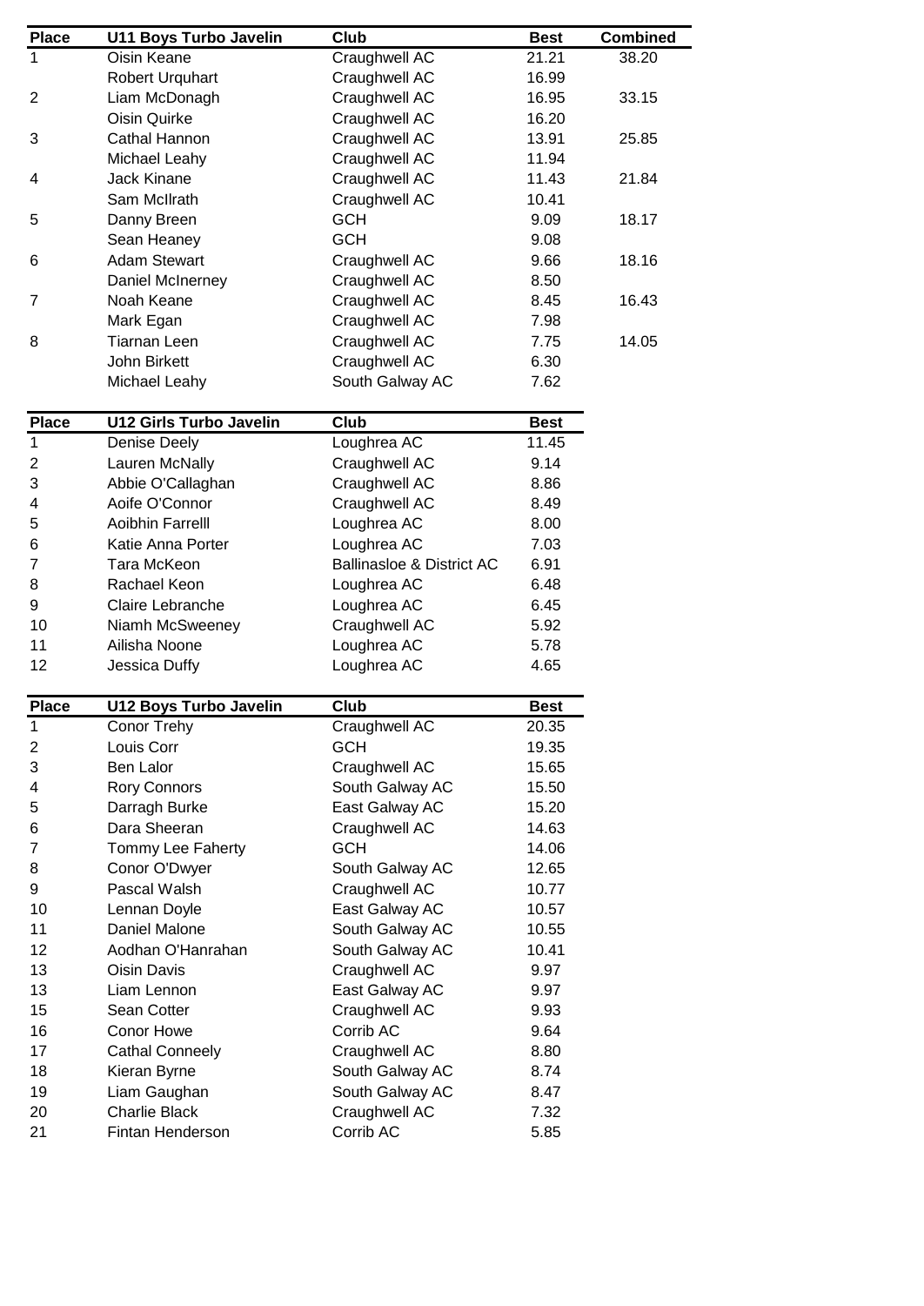| Place | U11 Boys Turbo Javelin | Club | Best | Combined |
| --- | --- | --- | --- | --- |
| 1 | Oisin Keane | Craughwell AC | 21.21 | 38.20 |
| | Robert Urquhart | Craughwell AC | 16.99 | |
| 2 | Liam McDonagh | Craughwell AC | 16.95 | 33.15 |
| | Oisin Quirke | Craughwell AC | 16.20 | |
| 3 | Cathal Hannon | Craughwell AC | 13.91 | 25.85 |
| | Michael Leahy | Craughwell AC | 11.94 | |
| 4 | Jack Kinane | Craughwell AC | 11.43 | 21.84 |
| | Sam McIlrath | Craughwell AC | 10.41 | |
| 5 | Danny Breen | GCH | 9.09 | 18.17 |
| | Sean Heaney | GCH | 9.08 | |
| 6 | Adam Stewart | Craughwell AC | 9.66 | 18.16 |
| | Daniel McInerney | Craughwell AC | 8.50 | |
| 7 | Noah Keane | Craughwell AC | 8.45 | 16.43 |
| | Mark Egan | Craughwell AC | 7.98 | |
| 8 | Tiarnan Leen | Craughwell AC | 7.75 | 14.05 |
| | John Birkett | Craughwell AC | 6.30 | |
| | Michael Leahy | South Galway AC | 7.62 | |

| Place | U12 Girls Turbo Javelin | Club | Best |
| --- | --- | --- | --- |
| 1 | Denise Deely | Loughrea AC | 11.45 |
| 2 | Lauren McNally | Craughwell AC | 9.14 |
| 3 | Abbie O'Callaghan | Craughwell AC | 8.86 |
| 4 | Aoife O'Connor | Craughwell AC | 8.49 |
| 5 | Aoibhin Farrelll | Loughrea AC | 8.00 |
| 6 | Katie Anna Porter | Loughrea AC | 7.03 |
| 7 | Tara McKeon | Ballinasloe & District AC | 6.91 |
| 8 | Rachael Keon | Loughrea AC | 6.48 |
| 9 | Claire Lebranche | Loughrea AC | 6.45 |
| 10 | Niamh McSweeney | Craughwell AC | 5.92 |
| 11 | Ailisha Noone | Loughrea AC | 5.78 |
| 12 | Jessica Duffy | Loughrea AC | 4.65 |

| Place | U12 Boys Turbo Javelin | Club | Best |
| --- | --- | --- | --- |
| 1 | Conor Trehy | Craughwell AC | 20.35 |
| 2 | Louis Corr | GCH | 19.35 |
| 3 | Ben Lalor | Craughwell AC | 15.65 |
| 4 | Rory Connors | South Galway AC | 15.50 |
| 5 | Darragh Burke | East Galway AC | 15.20 |
| 6 | Dara Sheeran | Craughwell AC | 14.63 |
| 7 | Tommy Lee Faherty | GCH | 14.06 |
| 8 | Conor O'Dwyer | South Galway AC | 12.65 |
| 9 | Pascal Walsh | Craughwell AC | 10.77 |
| 10 | Lennan Doyle | East Galway AC | 10.57 |
| 11 | Daniel Malone | South Galway AC | 10.55 |
| 12 | Aodhan O'Hanrahan | South Galway AC | 10.41 |
| 13 | Oisin Davis | Craughwell AC | 9.97 |
| 13 | Liam Lennon | East Galway AC | 9.97 |
| 15 | Sean Cotter | Craughwell AC | 9.93 |
| 16 | Conor Howe | Corrib AC | 9.64 |
| 17 | Cathal Conneely | Craughwell AC | 8.80 |
| 18 | Kieran Byrne | South Galway AC | 8.74 |
| 19 | Liam Gaughan | South Galway AC | 8.47 |
| 20 | Charlie Black | Craughwell AC | 7.32 |
| 21 | Fintan Henderson | Corrib AC | 5.85 |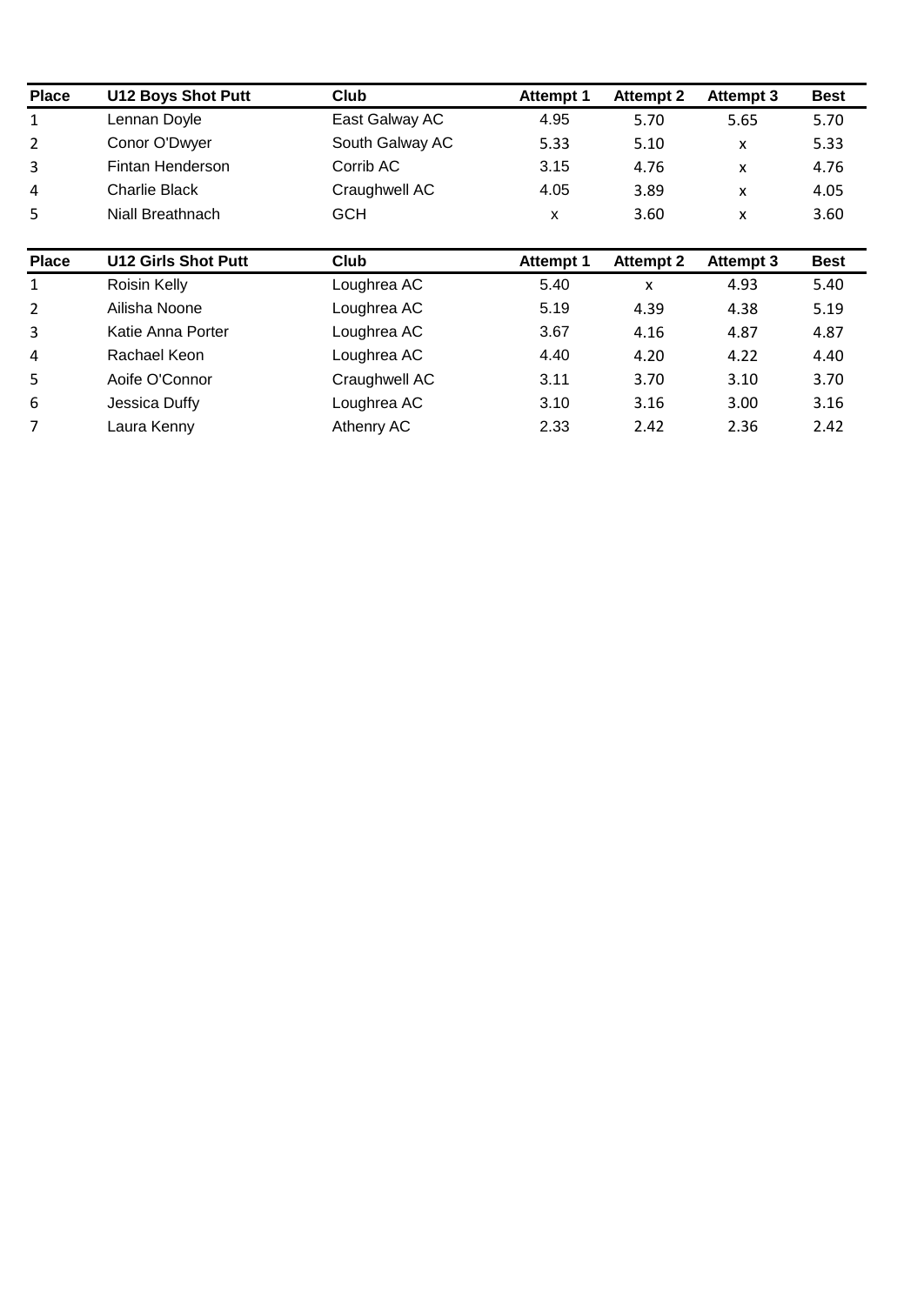| Place | U12 Boys Shot Putt | Club | Attempt 1 | Attempt 2 | Attempt 3 | Best |
|---|---|---|---|---|---|---|
| 1 | Lennan Doyle | East Galway AC | 4.95 | 5.70 | 5.65 | 5.70 |
| 2 | Conor O'Dwyer | South Galway AC | 5.33 | 5.10 | x | 5.33 |
| 3 | Fintan Henderson | Corrib AC | 3.15 | 4.76 | x | 4.76 |
| 4 | Charlie Black | Craughwell AC | 4.05 | 3.89 | x | 4.05 |
| 5 | Niall Breathnach | GCH | x | 3.60 | x | 3.60 |

| Place | U12 Girls Shot Putt | Club | Attempt 1 | Attempt 2 | Attempt 3 | Best |
|---|---|---|---|---|---|---|
| 1 | Roisin Kelly | Loughrea AC | 5.40 | x | 4.93 | 5.40 |
| 2 | Ailisha Noone | Loughrea AC | 5.19 | 4.39 | 4.38 | 5.19 |
| 3 | Katie Anna Porter | Loughrea AC | 3.67 | 4.16 | 4.87 | 4.87 |
| 4 | Rachael Keon | Loughrea AC | 4.40 | 4.20 | 4.22 | 4.40 |
| 5 | Aoife O'Connor | Craughwell AC | 3.11 | 3.70 | 3.10 | 3.70 |
| 6 | Jessica Duffy | Loughrea AC | 3.10 | 3.16 | 3.00 | 3.16 |
| 7 | Laura Kenny | Athenry AC | 2.33 | 2.42 | 2.36 | 2.42 |